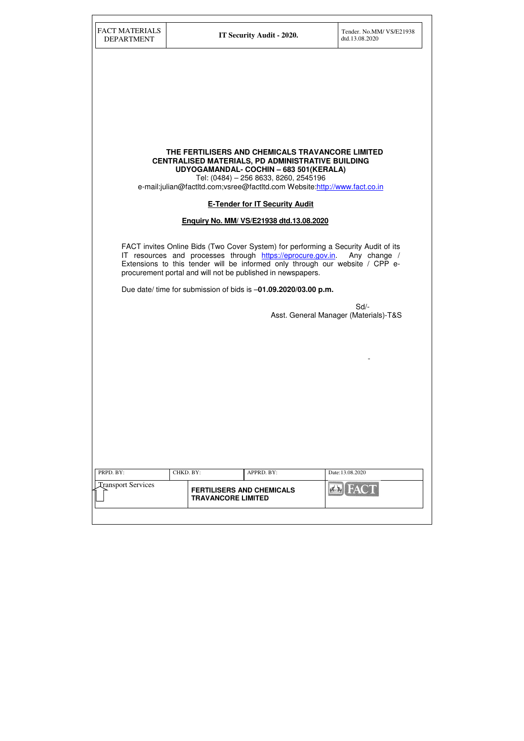**THE FERTILISERS AND CHEMICALS TRAVANCORE LIMITED**
**CENTRALISED MATERIALS, PD ADMINISTRATIVE BUILDING**
**UDYOGAMANDAL- COCHIN – 683 501(KERALA)**
Tel: (0484) – 256 8633, 8260, 2545196
e-mail:julian@factltd.com;vsree@factltd.com Website:http://www.fact.co.in

**E-Tender for IT Security Audit**

**Enquiry No. MM/ VS/E21938 dtd.13.08.2020**

FACT invites Online Bids (Two Cover System) for performing a Security Audit of its IT resources and processes through https://eprocure.gov.in. Any change / Extensions to this tender will be informed only through our website / CPP e-procurement portal and will not be published in newspapers.

Due date/ time for submission of bids is –**01.09.2020/03.00 p.m.**

Sd/-
Asst. General Manager (Materials)-T&S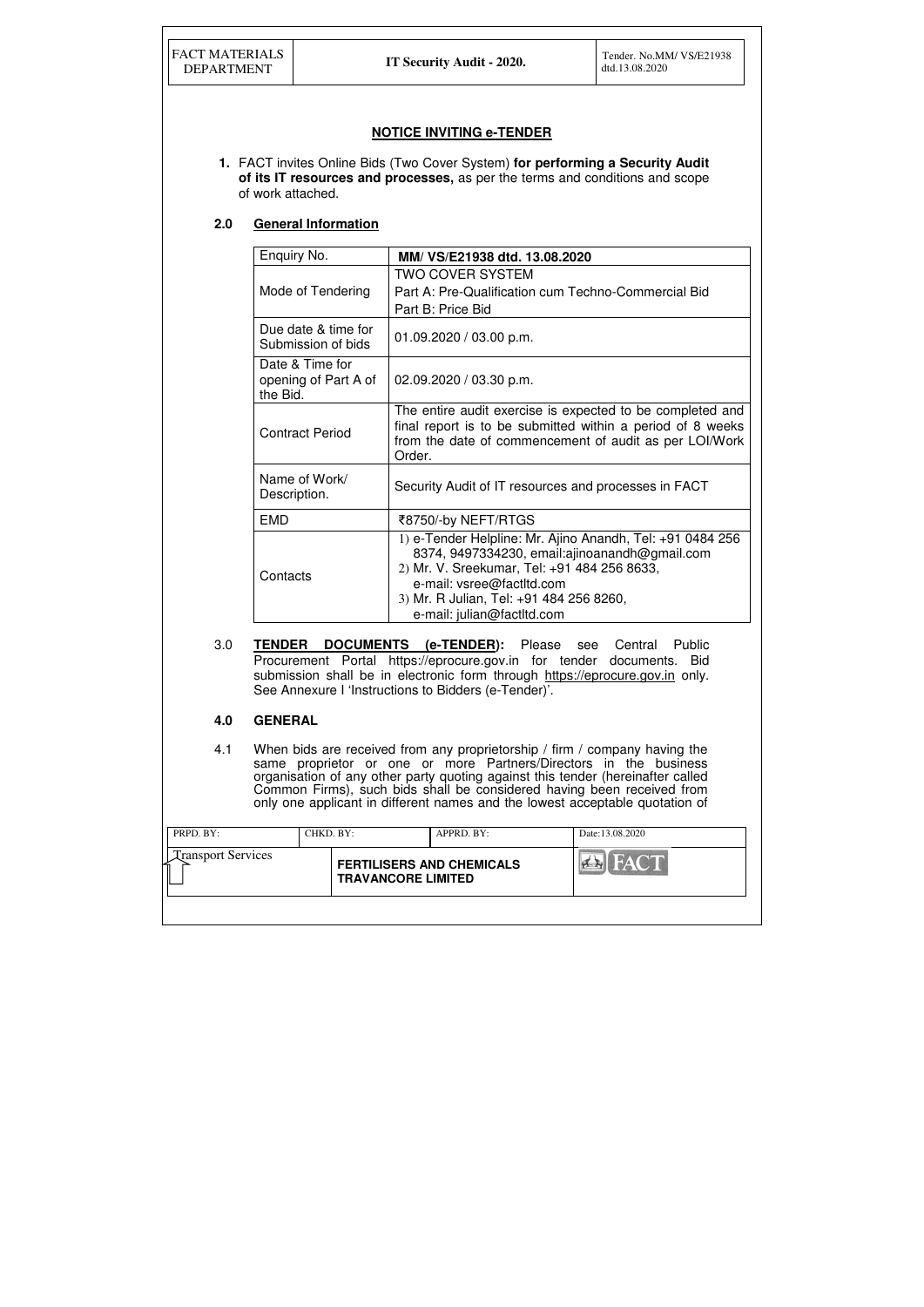## NOTICE INVITING e-TENDER

**1.** FACT invites Online Bids (Two Cover System) **for performing a Security Audit of its IT resources and processes,** as per the terms and conditions and scope of work attached.

### 2.0 General Information

| Enquiry No. | **MM/ VS/E21938 dtd. 13.08.2020** |
|---|---|
| Mode of Tendering | TWO COVER SYSTEM<br>Part A: Pre-Qualification cum Techno-Commercial Bid<br>Part B: Price Bid |
| Due date & time for Submission of bids | 01.09.2020 / 03.00 p.m. |
| Date & Time for opening of Part A of the Bid. | 02.09.2020 / 03.30 p.m. |
| Contract Period | The entire audit exercise is expected to be completed and final report is to be submitted within a period of 8 weeks from the date of commencement of audit as per LOI/Work Order. |
| Name of Work/ Description. | Security Audit of IT resources and processes in FACT |
| EMD | ₹8750/-by NEFT/RTGS |
| Contacts | 1) e-Tender Helpline: Mr. Ajino Anandh, Tel: +91 0484 256 8374, 9497334230, email:ajinoanandh@gmail.com<br>2) Mr. V. Sreekumar, Tel: +91 484 256 8633, e-mail: vsree@factltd.com<br>3) Mr. R Julian, Tel: +91 484 256 8260, e-mail: julian@factltd.com |

3.0 **TENDER DOCUMENTS (e-TENDER):** Please see Central Public Procurement Portal https://eprocure.gov.in for tender documents. Bid submission shall be in electronic form through https://eprocure.gov.in only. See Annexure I 'Instructions to Bidders (e-Tender)'.

### 4.0 GENERAL

4.1 When bids are received from any proprietorship / firm / company having the same proprietor or one or more Partners/Directors in the business organisation of any other party quoting against this tender (hereinafter called Common Firms), such bids shall be considered having been received from only one applicant in different names and the lowest acceptable quotation of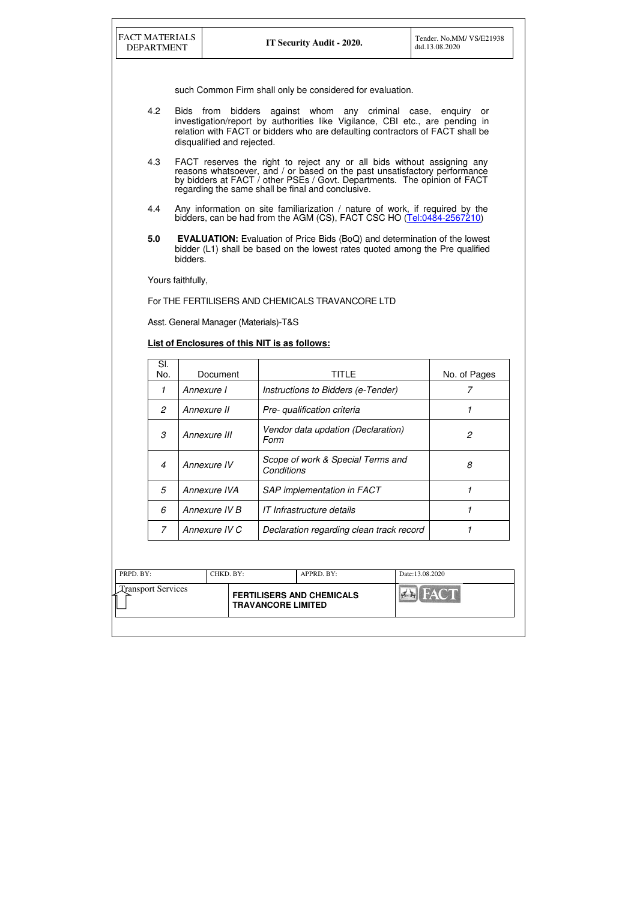such Common Firm shall only be considered for evaluation.

4.2 Bids from bidders against whom any criminal case, enquiry or investigation/report by authorities like Vigilance, CBI etc., are pending in relation with FACT or bidders who are defaulting contractors of FACT shall be disqualified and rejected.

4.3 FACT reserves the right to reject any or all bids without assigning any reasons whatsoever, and / or based on the past unsatisfactory performance by bidders at FACT / other PSEs / Govt. Departments. The opinion of FACT regarding the same shall be final and conclusive.

4.4 Any information on site familiarization / nature of work, if required by the bidders, can be had from the AGM (CS), FACT CSC HO (Tel:0484-2567210)

**5.0 EVALUATION:** Evaluation of Price Bids (BoQ) and determination of the lowest bidder (L1) shall be based on the lowest rates quoted among the Pre qualified bidders.

Yours faithfully,

For THE FERTILISERS AND CHEMICALS TRAVANCORE LTD

Asst. General Manager (Materials)-T&S

**List of Enclosures of this NIT is as follows:**

| Sl. No. | Document | TITLE | No. of Pages |
|---|---|---|---|
| *1* | *Annexure I* | *Instructions to Bidders (e-Tender)* | *7* |
| *2* | *Annexure II* | *Pre- qualification criteria* | *1* |
| *3* | *Annexure III* | *Vendor data updation (Declaration) Form* | *2* |
| *4* | *Annexure IV* | *Scope of work & Special Terms and Conditions* | *8* |
| *5* | *Annexure IVA* | *SAP implementation in FACT* | *1* |
| *6* | *Annexure IV B* | *IT Infrastructure details* | *1* |
| *7* | *Annexure IV C* | *Declaration regarding clean track record* | *1* |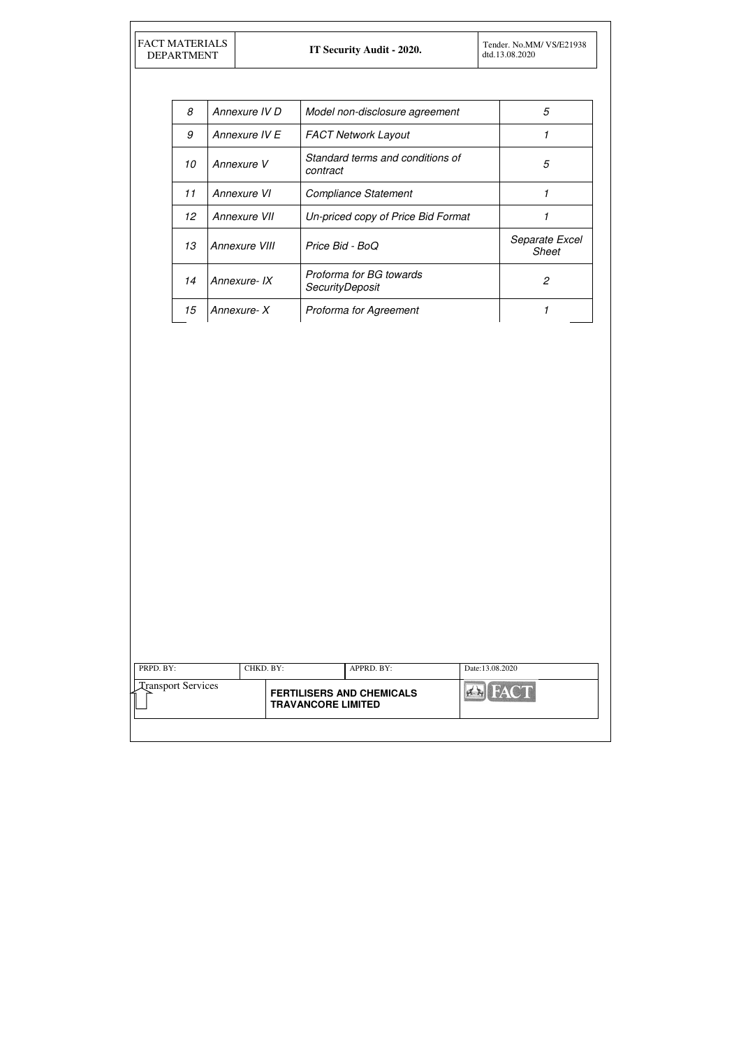| 8 | Annexure IV D | Model non-disclosure agreement | 5 |
|---|---|---|---|
| 9 | Annexure IV E | FACT Network Layout | 1 |
| 10 | Annexure V | Standard terms and conditions of contract | 5 |
| 11 | Annexure VI | Compliance Statement | 1 |
| 12 | Annexure VII | Un-priced copy of Price Bid Format | 1 |
| 13 | Annexure VIII | Price Bid - BoQ | Separate Excel Sheet |
| 14 | Annexure- IX | Proforma for BG towards SecurityDeposit | 2 |
| 15 | Annexure- X | Proforma for Agreement | 1 |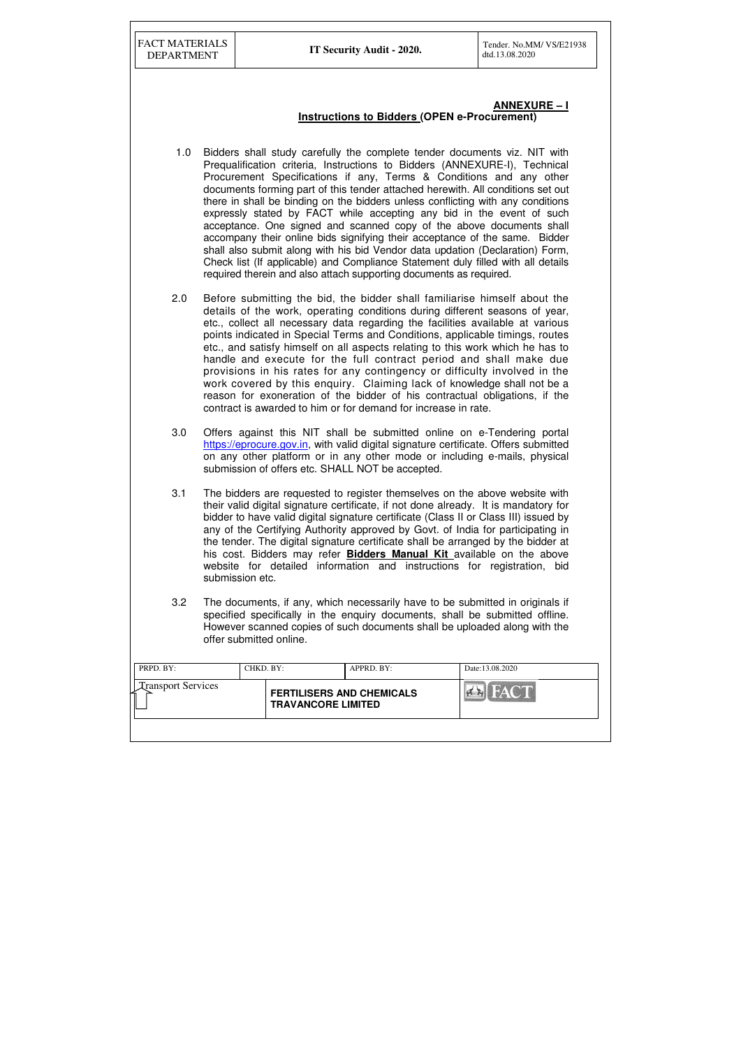**ANNEXURE – I**

**Instructions to Bidders (OPEN e-Procurement)**

1.0 Bidders shall study carefully the complete tender documents viz. NIT with Prequalification criteria, Instructions to Bidders (ANNEXURE-I), Technical Procurement Specifications if any, Terms & Conditions and any other documents forming part of this tender attached herewith. All conditions set out there in shall be binding on the bidders unless conflicting with any conditions expressly stated by FACT while accepting any bid in the event of such acceptance. One signed and scanned copy of the above documents shall accompany their online bids signifying their acceptance of the same. Bidder shall also submit along with his bid Vendor data updation (Declaration) Form, Check list (If applicable) and Compliance Statement duly filled with all details required therein and also attach supporting documents as required.

2.0 Before submitting the bid, the bidder shall familiarise himself about the details of the work, operating conditions during different seasons of year, etc., collect all necessary data regarding the facilities available at various points indicated in Special Terms and Conditions, applicable timings, routes etc., and satisfy himself on all aspects relating to this work which he has to handle and execute for the full contract period and shall make due provisions in his rates for any contingency or difficulty involved in the work covered by this enquiry. Claiming lack of knowledge shall not be a reason for exoneration of the bidder of his contractual obligations, if the contract is awarded to him or for demand for increase in rate.

3.0 Offers against this NIT shall be submitted online on e-Tendering portal https://eprocure.gov.in, with valid digital signature certificate. Offers submitted on any other platform or in any other mode or including e-mails, physical submission of offers etc. SHALL NOT be accepted.

3.1 The bidders are requested to register themselves on the above website with their valid digital signature certificate, if not done already. It is mandatory for bidder to have valid digital signature certificate (Class II or Class III) issued by any of the Certifying Authority approved by Govt. of India for participating in the tender. The digital signature certificate shall be arranged by the bidder at his cost. Bidders may refer **Bidders Manual Kit** available on the above website for detailed information and instructions for registration, bid submission etc.

3.2 The documents, if any, which necessarily have to be submitted in originals if specified specifically in the enquiry documents, shall be submitted offline. However scanned copies of such documents shall be uploaded along with the offer submitted online.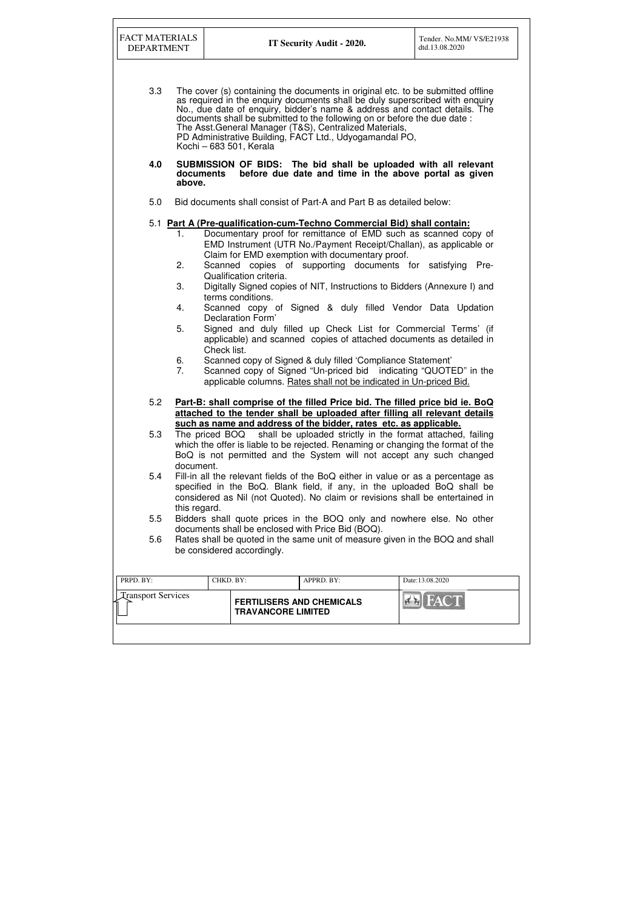3.3 The cover (s) containing the documents in original etc. to be submitted offline as required in the enquiry documents shall be duly superscribed with enquiry No., due date of enquiry, bidder's name & address and contact details. The documents shall be submitted to the following on or before the due date :
The Asst.General Manager (T&S), Centralized Materials,
PD Administrative Building, FACT Ltd., Udyogamandal PO,
Kochi – 683 501, Kerala

**4.0 SUBMISSION OF BIDS: The bid shall be uploaded with all relevant documents before due date and time in the above portal as given above.**

5.0 Bid documents shall consist of Part-A and Part B as detailed below:

5.1 **<u>Part A (Pre-qualification-cum-Techno Commercial Bid) shall contain:</u>**

1. Documentary proof for remittance of EMD such as scanned copy of EMD Instrument (UTR No./Payment Receipt/Challan), as applicable or Claim for EMD exemption with documentary proof.
2. Scanned copies of supporting documents for satisfying Pre-Qualification criteria.
3. Digitally Signed copies of NIT, Instructions to Bidders (Annexure I) and terms conditions.
4. Scanned copy of Signed & duly filled Vendor Data Updation Declaration Form'
5. Signed and duly filled up Check List for Commercial Terms' (if applicable) and scanned copies of attached documents as detailed in Check list.
6. Scanned copy of Signed & duly filled 'Compliance Statement'
7. Scanned copy of Signed "Un-priced bid indicating "QUOTED" in the applicable columns. <u>Rates shall not be indicated in Un-priced Bid.</u>

5.2 **<u>Part-B: shall comprise of the filled Price bid. The filled price bid ie. BoQ attached to the tender shall be uploaded after filling all relevant details such as name and address of the bidder, rates etc. as applicable.</u>**

5.3 The priced BOQ shall be uploaded strictly in the format attached, failing which the offer is liable to be rejected. Renaming or changing the format of the BoQ is not permitted and the System will not accept any such changed document.

5.4 Fill-in all the relevant fields of the BoQ either in value or as a percentage as specified in the BoQ. Blank field, if any, in the uploaded BoQ shall be considered as Nil (not Quoted). No claim or revisions shall be entertained in this regard.

5.5 Bidders shall quote prices in the BOQ only and nowhere else. No other documents shall be enclosed with Price Bid (BOQ).

5.6 Rates shall be quoted in the same unit of measure given in the BOQ and shall be considered accordingly.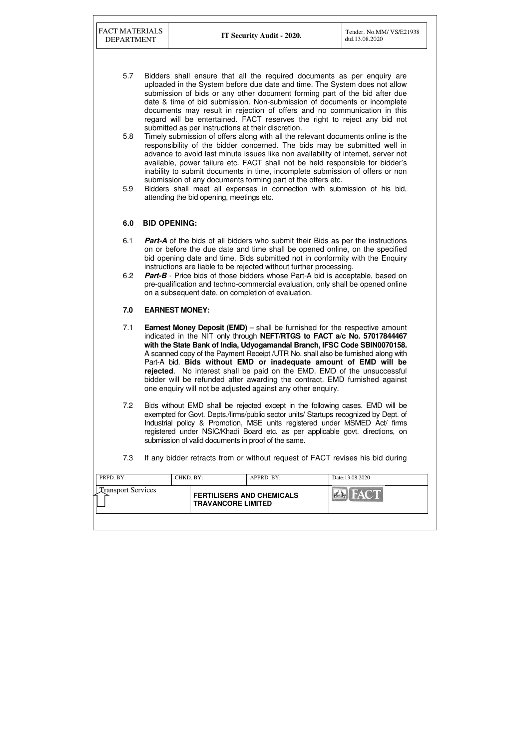5.7 Bidders shall ensure that all the required documents as per enquiry are uploaded in the System before due date and time. The System does not allow submission of bids or any other document forming part of the bid after due date & time of bid submission. Non-submission of documents or incomplete documents may result in rejection of offers and no communication in this regard will be entertained. FACT reserves the right to reject any bid not submitted as per instructions at their discretion.

5.8 Timely submission of offers along with all the relevant documents online is the responsibility of the bidder concerned. The bids may be submitted well in advance to avoid last minute issues like non availability of internet, server not available, power failure etc. FACT shall not be held responsible for bidder's inability to submit documents in time, incomplete submission of offers or non submission of any documents forming part of the offers etc.

5.9 Bidders shall meet all expenses in connection with submission of his bid, attending the bid opening, meetings etc.

## 6.0 BID OPENING:

6.1 ***Part-A*** of the bids of all bidders who submit their Bids as per the instructions on or before the due date and time shall be opened online, on the specified bid opening date and time. Bids submitted not in conformity with the Enquiry instructions are liable to be rejected without further processing.

6.2 ***Part-B*** - Price bids of those bidders whose Part-A bid is acceptable, based on pre-qualification and techno-commercial evaluation, only shall be opened online on a subsequent date, on completion of evaluation.

## 7.0 EARNEST MONEY:

7.1 **Earnest Money Deposit (EMD)** – shall be furnished for the respective amount indicated in the NIT only through **NEFT/RTGS to FACT a/c No. 57017844467 with the State Bank of India, Udyogamandal Branch, IFSC Code SBIN0070158.** A scanned copy of the Payment Receipt /UTR No. shall also be furnished along with Part-A bid. **Bids without EMD or inadequate amount of EMD will be rejected**. No interest shall be paid on the EMD. EMD of the unsuccessful bidder will be refunded after awarding the contract. EMD furnished against one enquiry will not be adjusted against any other enquiry.

7.2 Bids without EMD shall be rejected except in the following cases. EMD will be exempted for Govt. Depts./firms/public sector units/ Startups recognized by Dept. of Industrial policy & Promotion, MSE units registered under MSMED Act/ firms registered under NSIC/Khadi Board etc. as per applicable govt. directions, on submission of valid documents in proof of the same.

7.3 If any bidder retracts from or without request of FACT revises his bid during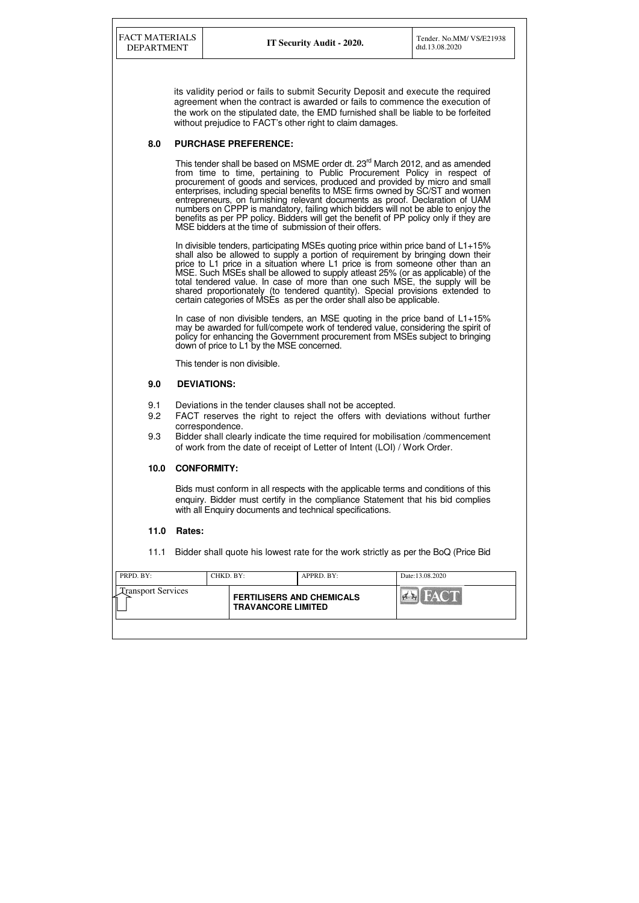its validity period or fails to submit Security Deposit and execute the required agreement when the contract is awarded or fails to commence the execution of the work on the stipulated date, the EMD furnished shall be liable to be forfeited without prejudice to FACT's other right to claim damages.

## 8.0 PURCHASE PREFERENCE:

This tender shall be based on MSME order dt. 23rd March 2012, and as amended from time to time, pertaining to Public Procurement Policy in respect of procurement of goods and services, produced and provided by micro and small enterprises, including special benefits to MSE firms owned by SC/ST and women entrepreneurs, on furnishing relevant documents as proof. Declaration of UAM numbers on CPPP is mandatory, failing which bidders will not be able to enjoy the benefits as per PP policy. Bidders will get the benefit of PP policy only if they are MSE bidders at the time of submission of their offers.

In divisible tenders, participating MSEs quoting price within price band of L1+15% shall also be allowed to supply a portion of requirement by bringing down their price to L1 price in a situation where L1 price is from someone other than an MSE. Such MSEs shall be allowed to supply atleast 25% (or as applicable) of the total tendered value. In case of more than one such MSE, the supply will be shared proportionately (to tendered quantity). Special provisions extended to certain categories of MSEs as per the order shall also be applicable.

In case of non divisible tenders, an MSE quoting in the price band of L1+15% may be awarded for full/compete work of tendered value, considering the spirit of policy for enhancing the Government procurement from MSEs subject to bringing down of price to L1 by the MSE concerned.

This tender is non divisible.

## 9.0 DEVIATIONS:

9.1 Deviations in the tender clauses shall not be accepted.

9.2 FACT reserves the right to reject the offers with deviations without further correspondence.

9.3 Bidder shall clearly indicate the time required for mobilisation /commencement of work from the date of receipt of Letter of Intent (LOI) / Work Order.

## 10.0 CONFORMITY:

Bids must conform in all respects with the applicable terms and conditions of this enquiry. Bidder must certify in the compliance Statement that his bid complies with all Enquiry documents and technical specifications.

## 11.0 Rates:

11.1 Bidder shall quote his lowest rate for the work strictly as per the BoQ (Price Bid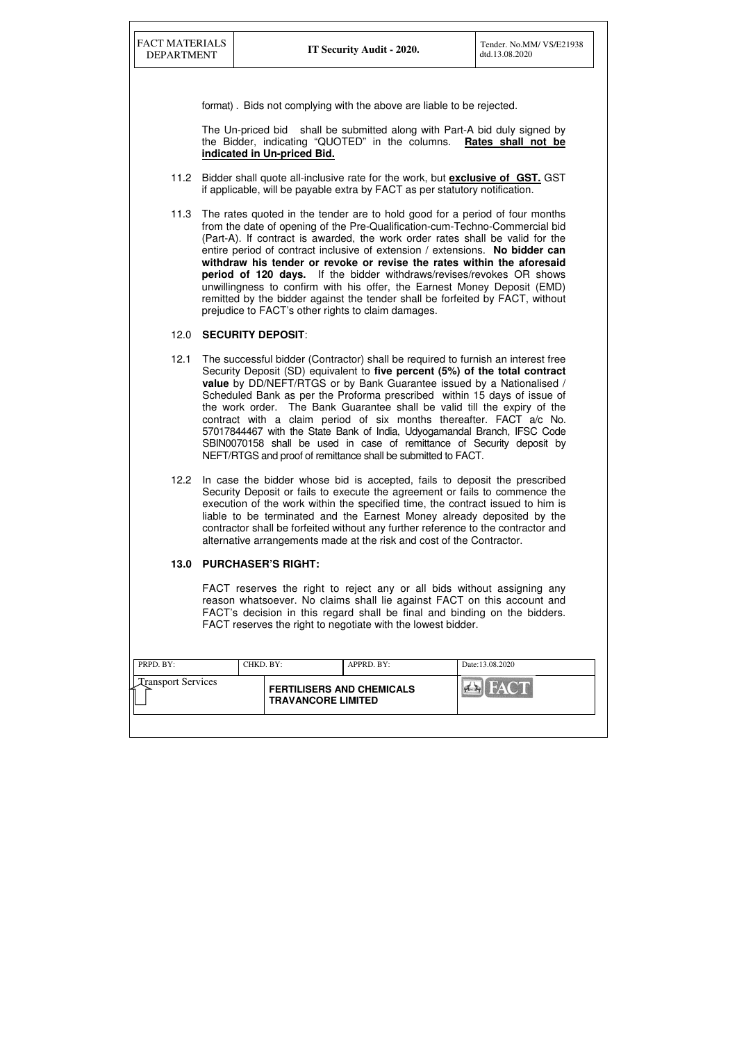format) . Bids not complying with the above are liable to be rejected.

The Un-priced bid shall be submitted along with Part-A bid duly signed by the Bidder, indicating "QUOTED" in the columns. **Rates shall not be indicated in Un-priced Bid.**

11.2 Bidder shall quote all-inclusive rate for the work, but **exclusive of GST.** GST if applicable, will be payable extra by FACT as per statutory notification.

11.3 The rates quoted in the tender are to hold good for a period of four months from the date of opening of the Pre-Qualification-cum-Techno-Commercial bid (Part-A). If contract is awarded, the work order rates shall be valid for the entire period of contract inclusive of extension / extensions. **No bidder can withdraw his tender or revoke or revise the rates within the aforesaid period of 120 days.** If the bidder withdraws/revises/revokes OR shows unwillingness to confirm with his offer, the Earnest Money Deposit (EMD) remitted by the bidder against the tender shall be forfeited by FACT, without prejudice to FACT's other rights to claim damages.

## 12.0 SECURITY DEPOSIT:

12.1 The successful bidder (Contractor) shall be required to furnish an interest free Security Deposit (SD) equivalent to **five percent (5%) of the total contract value** by DD/NEFT/RTGS or by Bank Guarantee issued by a Nationalised / Scheduled Bank as per the Proforma prescribed within 15 days of issue of the work order. The Bank Guarantee shall be valid till the expiry of the contract with a claim period of six months thereafter. FACT a/c No. 57017844467 with the State Bank of India, Udyogamandal Branch, IFSC Code SBIN0070158 shall be used in case of remittance of Security deposit by NEFT/RTGS and proof of remittance shall be submitted to FACT.

12.2 In case the bidder whose bid is accepted, fails to deposit the prescribed Security Deposit or fails to execute the agreement or fails to commence the execution of the work within the specified time, the contract issued to him is liable to be terminated and the Earnest Money already deposited by the contractor shall be forfeited without any further reference to the contractor and alternative arrangements made at the risk and cost of the Contractor.

## 13.0 PURCHASER'S RIGHT:

FACT reserves the right to reject any or all bids without assigning any reason whatsoever. No claims shall lie against FACT on this account and FACT's decision in this regard shall be final and binding on the bidders. FACT reserves the right to negotiate with the lowest bidder.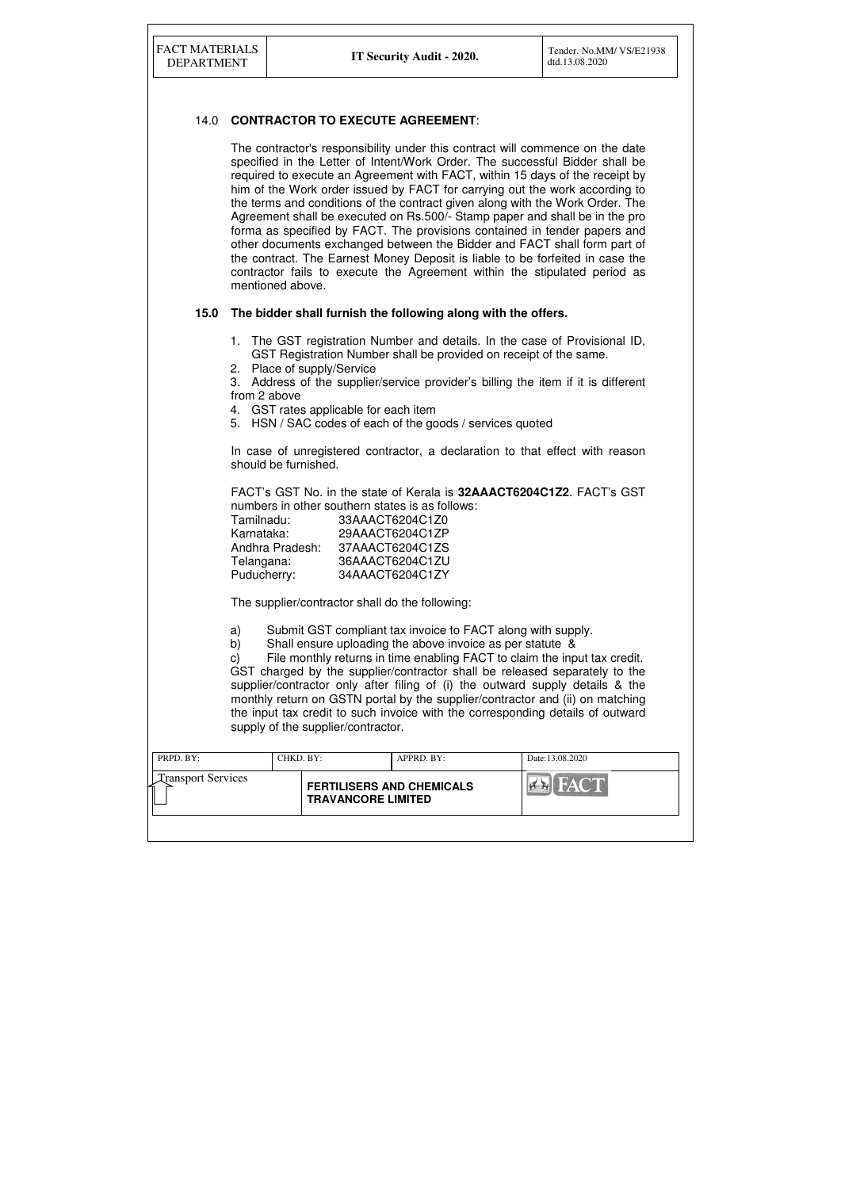## 14.0 CONTRACTOR TO EXECUTE AGREEMENT:

The contractor's responsibility under this contract will commence on the date specified in the Letter of Intent/Work Order. The successful Bidder shall be required to execute an Agreement with FACT, within 15 days of the receipt by him of the Work order issued by FACT for carrying out the work according to the terms and conditions of the contract given along with the Work Order. The Agreement shall be executed on Rs.500/- Stamp paper and shall be in the pro forma as specified by FACT. The provisions contained in tender papers and other documents exchanged between the Bidder and FACT shall form part of the contract. The Earnest Money Deposit is liable to be forfeited in case the contractor fails to execute the Agreement within the stipulated period as mentioned above.

## 15.0 The bidder shall furnish the following along with the offers.

1. The GST registration Number and details. In the case of Provisional ID, GST Registration Number shall be provided on receipt of the same.
2. Place of supply/Service
3. Address of the supplier/service provider's billing the item if it is different from 2 above
4. GST rates applicable for each item
5. HSN / SAC codes of each of the goods / services quoted

In case of unregistered contractor, a declaration to that effect with reason should be furnished.

FACT's GST No. in the state of Kerala is **32AAACT6204C1Z2**. FACT's GST numbers in other southern states is as follows:

| | |
|---|---|
| Tamilnadu: | 33AAACT6204C1Z0 |
| Karnataka: | 29AAACT6204C1ZP |
| Andhra Pradesh: | 37AAACT6204C1ZS |
| Telangana: | 36AAACT6204C1ZU |
| Puducherry: | 34AAACT6204C1ZY |

The supplier/contractor shall do the following:

a) Submit GST compliant tax invoice to FACT along with supply.

b) Shall ensure uploading the above invoice as per statute &

c) File monthly returns in time enabling FACT to claim the input tax credit.

GST charged by the supplier/contractor shall be released separately to the supplier/contractor only after filing of (i) the outward supply details & the monthly return on GSTN portal by the supplier/contractor and (ii) on matching the input tax credit to such invoice with the corresponding details of outward supply of the supplier/contractor.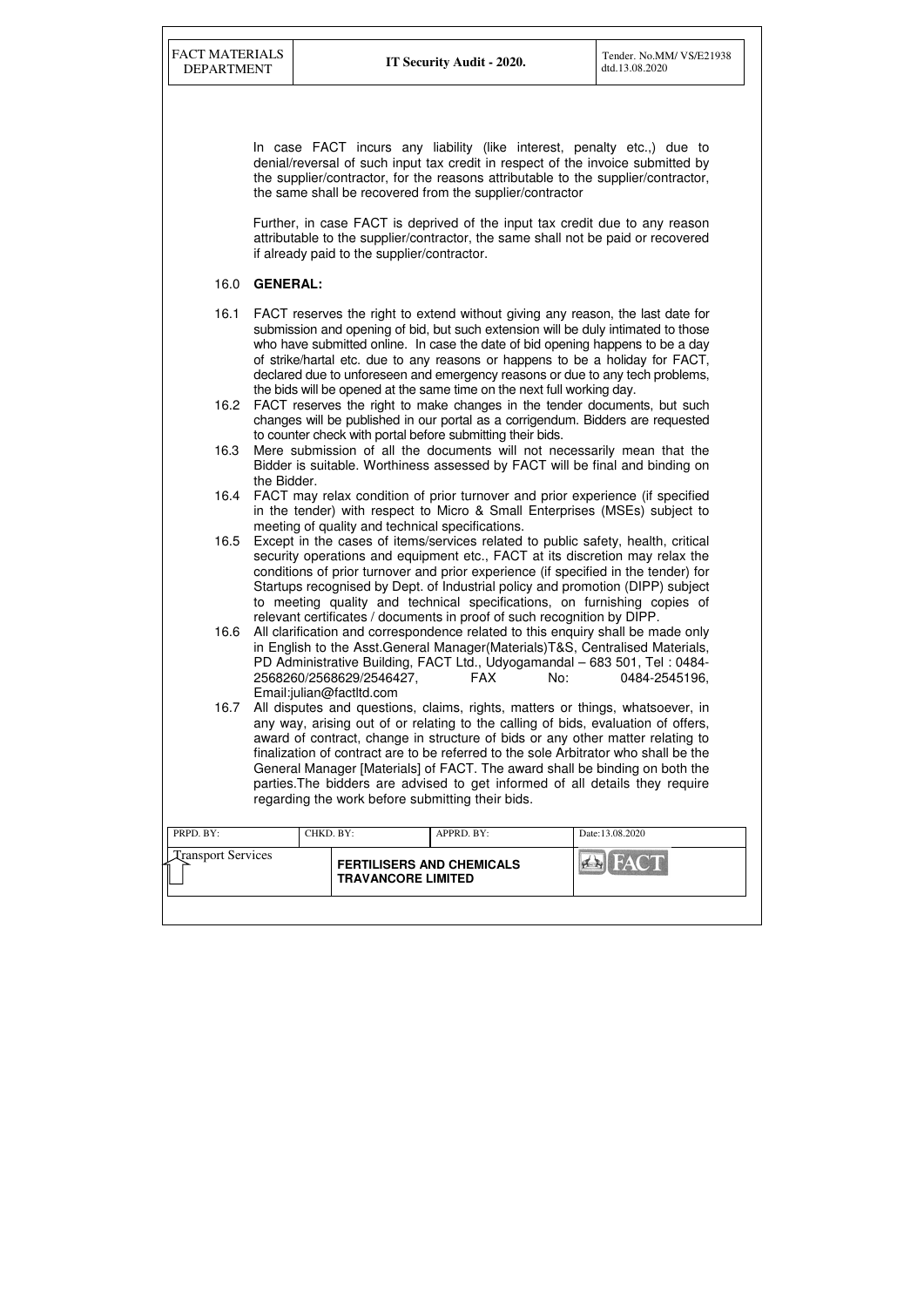In case FACT incurs any liability (like interest, penalty etc.,) due to denial/reversal of such input tax credit in respect of the invoice submitted by the supplier/contractor, for the reasons attributable to the supplier/contractor, the same shall be recovered from the supplier/contractor

Further, in case FACT is deprived of the input tax credit due to any reason attributable to the supplier/contractor, the same shall not be paid or recovered if already paid to the supplier/contractor.

16.0 **GENERAL:**

16.1 FACT reserves the right to extend without giving any reason, the last date for submission and opening of bid, but such extension will be duly intimated to those who have submitted online. In case the date of bid opening happens to be a day of strike/hartal etc. due to any reasons or happens to be a holiday for FACT, declared due to unforeseen and emergency reasons or due to any tech problems, the bids will be opened at the same time on the next full working day.

16.2 FACT reserves the right to make changes in the tender documents, but such changes will be published in our portal as a corrigendum. Bidders are requested to counter check with portal before submitting their bids.

16.3 Mere submission of all the documents will not necessarily mean that the Bidder is suitable. Worthiness assessed by FACT will be final and binding on the Bidder.

16.4 FACT may relax condition of prior turnover and prior experience (if specified in the tender) with respect to Micro & Small Enterprises (MSEs) subject to meeting of quality and technical specifications.

16.5 Except in the cases of items/services related to public safety, health, critical security operations and equipment etc., FACT at its discretion may relax the conditions of prior turnover and prior experience (if specified in the tender) for Startups recognised by Dept. of Industrial policy and promotion (DIPP) subject to meeting quality and technical specifications, on furnishing copies of relevant certificates / documents in proof of such recognition by DIPP.

16.6 All clarification and correspondence related to this enquiry shall be made only in English to the Asst.General Manager(Materials)T&S, Centralised Materials, PD Administrative Building, FACT Ltd., Udyogamandal – 683 501, Tel : 0484-2568260/2568629/2546427, FAX No: 0484-2545196, Email:julian@factltd.com

16.7 All disputes and questions, claims, rights, matters or things, whatsoever, in any way, arising out of or relating to the calling of bids, evaluation of offers, award of contract, change in structure of bids or any other matter relating to finalization of contract are to be referred to the sole Arbitrator who shall be the General Manager [Materials] of FACT. The award shall be binding on both the parties.The bidders are advised to get informed of all details they require regarding the work before submitting their bids.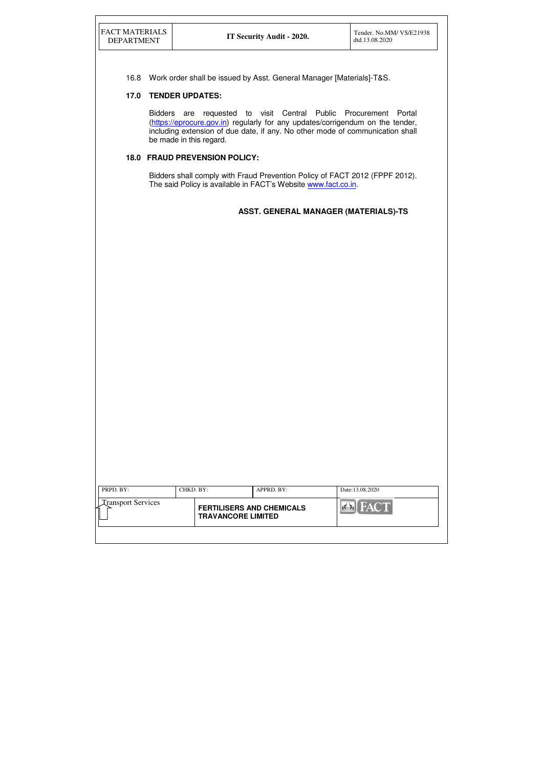16.8 Work order shall be issued by Asst. General Manager [Materials]-T&S.

**17.0 TENDER UPDATES:**

Bidders are requested to visit Central Public Procurement Portal (https://eprocure.gov.in) regularly for any updates/corrigendum on the tender, including extension of due date, if any. No other mode of communication shall be made in this regard.

**18.0 FRAUD PREVENSION POLICY:**

Bidders shall comply with Fraud Prevention Policy of FACT 2012 (FPPF 2012). The said Policy is available in FACT's Website www.fact.co.in.

**ASST. GENERAL MANAGER (MATERIALS)-TS**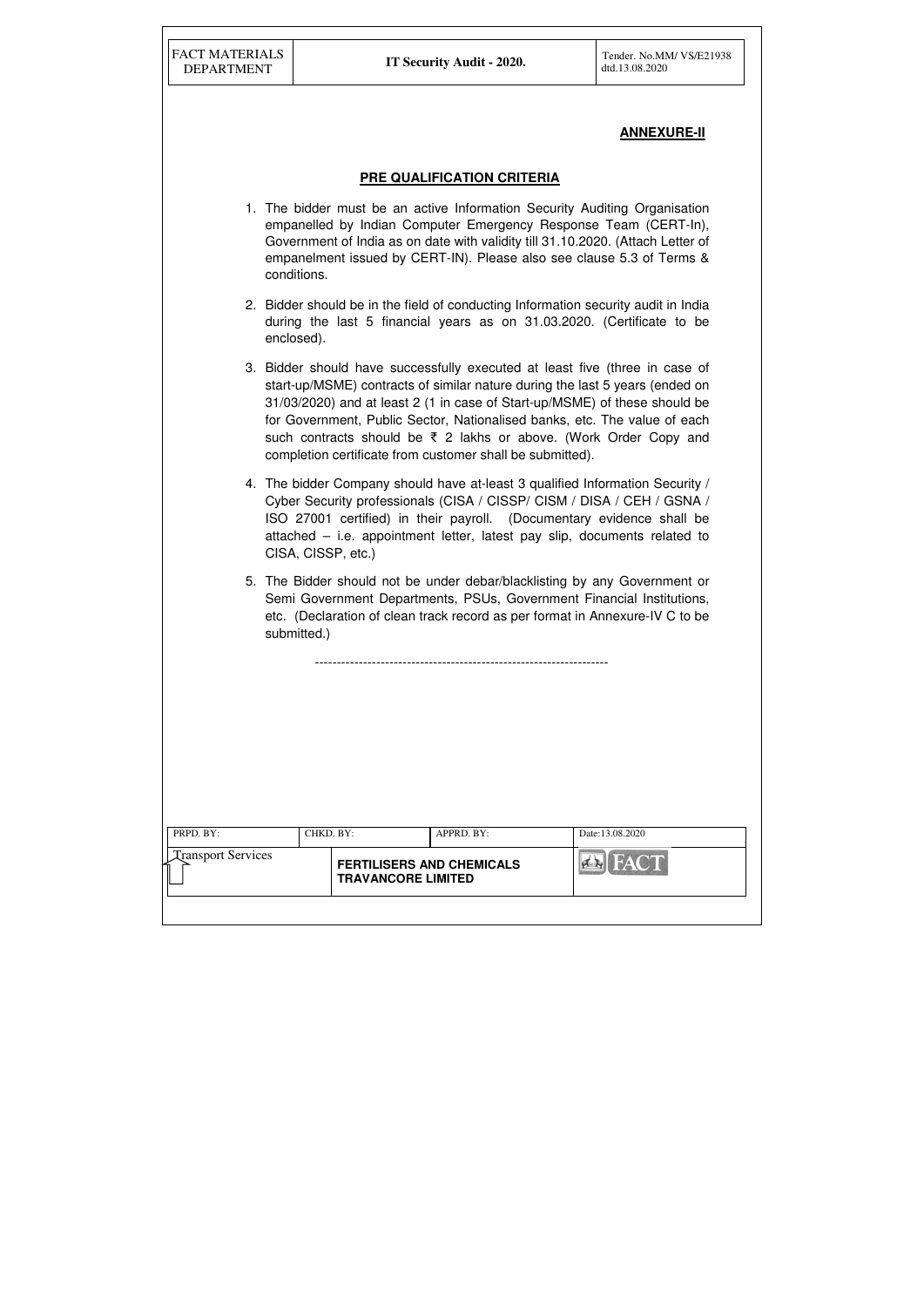**ANNEXURE-II**

## PRE QUALIFICATION CRITERIA

1. The bidder must be an active Information Security Auditing Organisation empanelled by Indian Computer Emergency Response Team (CERT-In), Government of India as on date with validity till 31.10.2020. (Attach Letter of empanelment issued by CERT-IN). Please also see clause 5.3 of Terms & conditions.

2. Bidder should be in the field of conducting Information security audit in India during the last 5 financial years as on 31.03.2020. (Certificate to be enclosed).

3. Bidder should have successfully executed at least five (three in case of start-up/MSME) contracts of similar nature during the last 5 years (ended on 31/03/2020) and at least 2 (1 in case of Start-up/MSME) of these should be for Government, Public Sector, Nationalised banks, etc. The value of each such contracts should be ₹ 2 lakhs or above. (Work Order Copy and completion certificate from customer shall be submitted).

4. The bidder Company should have at-least 3 qualified Information Security / Cyber Security professionals (CISA / CISSP/ CISM / DISA / CEH / GSNA / ISO 27001 certified) in their payroll. (Documentary evidence shall be attached – i.e. appointment letter, latest pay slip, documents related to CISA, CISSP, etc.)

5. The Bidder should not be under debar/blacklisting by any Government or Semi Government Departments, PSUs, Government Financial Institutions, etc. (Declaration of clean track record as per format in Annexure-IV C to be submitted.)

-------------------------------------------------------------------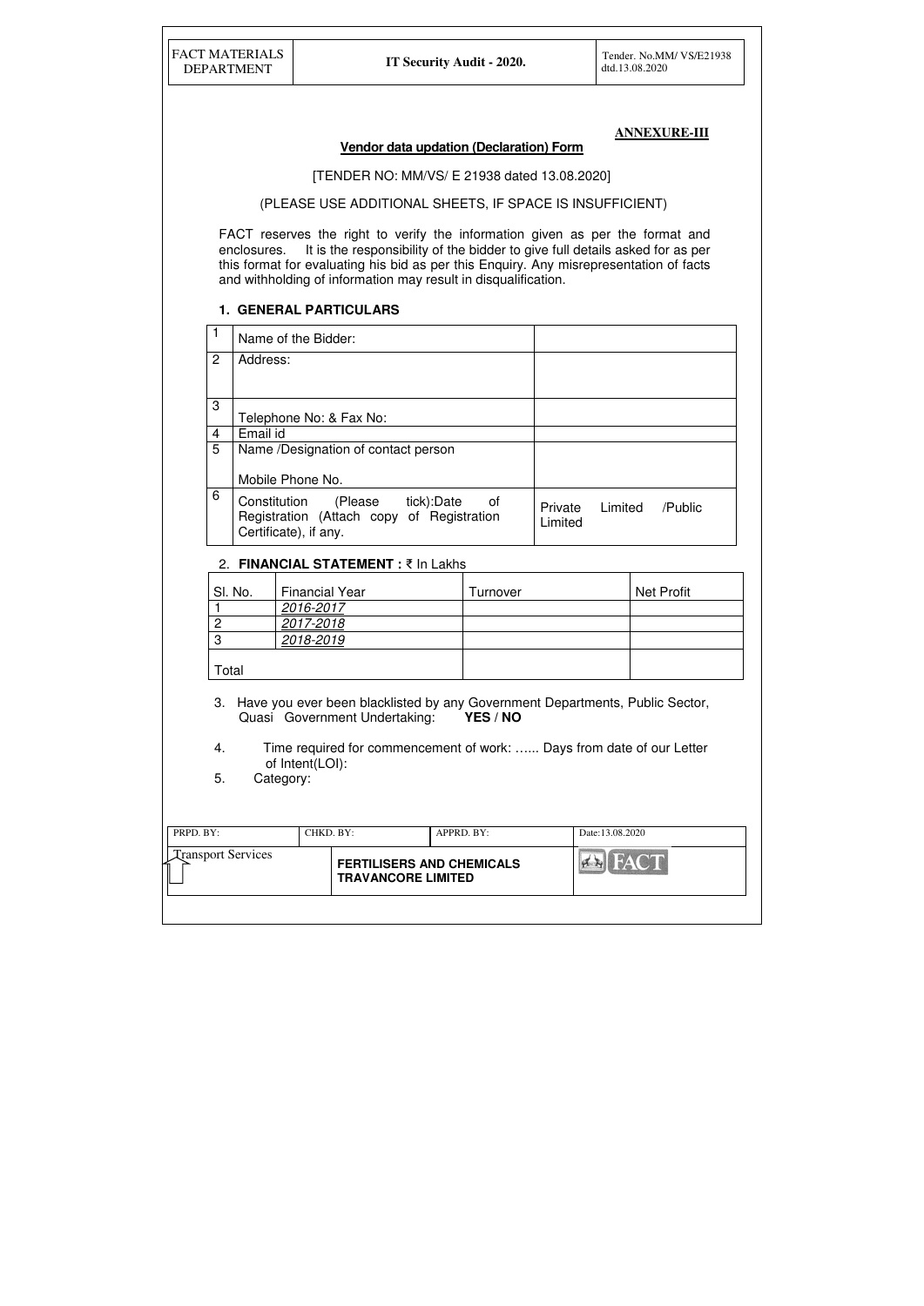**ANNEXURE-III**

**Vendor data updation (Declaration) Form**

[TENDER NO: MM/VS/ E 21938 dated 13.08.2020]

(PLEASE USE ADDITIONAL SHEETS, IF SPACE IS INSUFFICIENT)

FACT reserves the right to verify the information given as per the format and enclosures. It is the responsibility of the bidder to give full details asked for as per this format for evaluating his bid as per this Enquiry. Any misrepresentation of facts and withholding of information may result in disqualification.

### 1. GENERAL PARTICULARS

| | | |
|---|---|---|
| 1 | Name of the Bidder: | |
| 2 | Address: | |
| 3 | Telephone No: & Fax No: | |
| 4 | Email id | |
| 5 | Name /Designation of contact person<br><br>Mobile Phone No. | |
| 6 | Constitution (Please tick):Date of Registration (Attach copy of Registration Certificate), if any. | Private Limited /Public Limited |

### 2. FINANCIAL STATEMENT : ₹ In Lakhs

| Sl. No. | Financial Year | Turnover | Net Profit |
|---|---|---|---|
| 1 | *2016-2017* | | |
| 2 | *2017-2018* | | |
| 3 | *2018-2019* | | |
| Total | | | |

3. Have you ever been blacklisted by any Government Departments, Public Sector, Quasi Government Undertaking: **YES / NO**

4. Time required for commencement of work: …... Days from date of our Letter of Intent(LOI):

5. Category: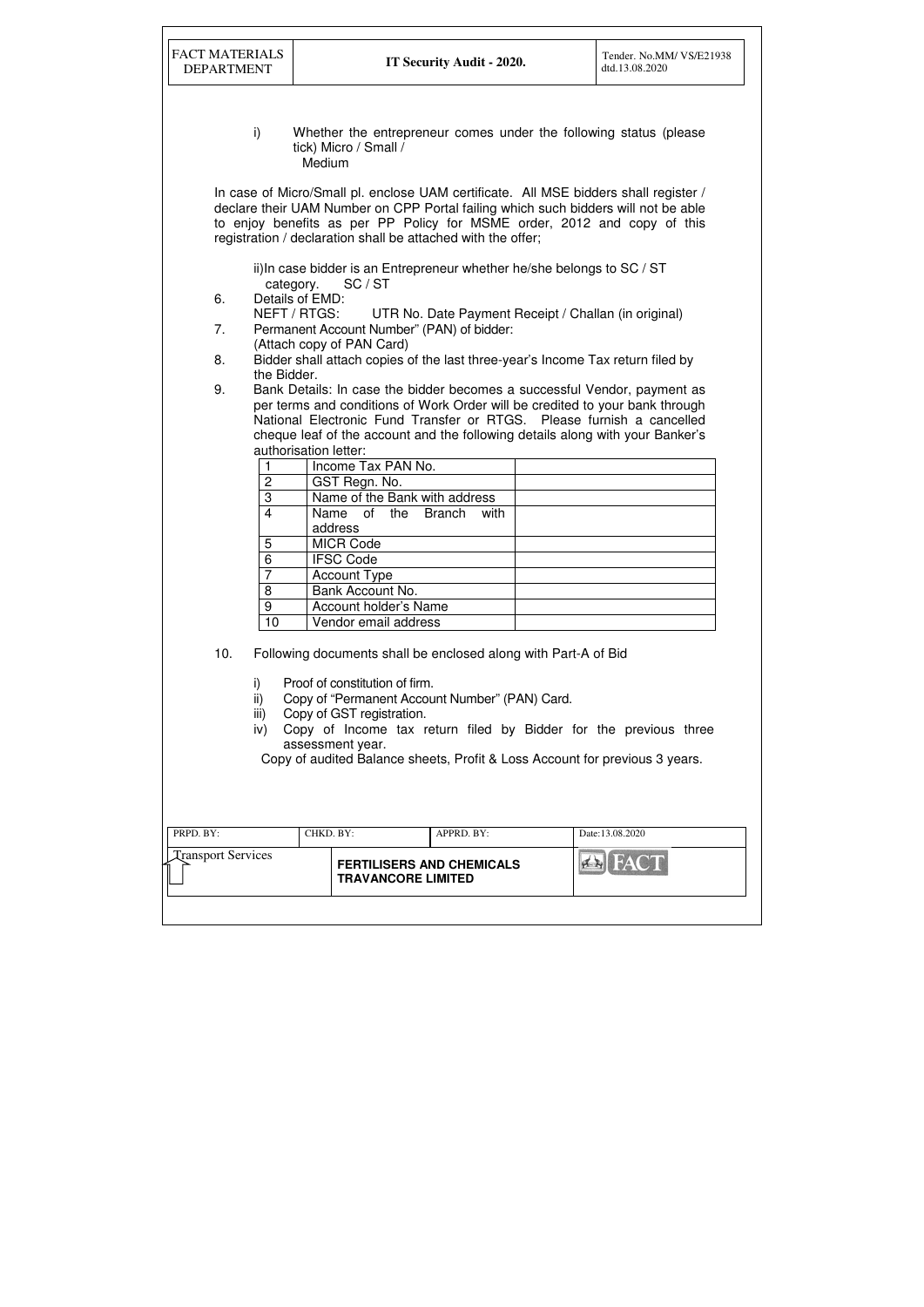i) Whether the entrepreneur comes under the following status (please tick) Micro / Small / Medium

In case of Micro/Small pl. enclose UAM certificate. All MSE bidders shall register / declare their UAM Number on CPP Portal failing which such bidders will not be able to enjoy benefits as per PP Policy for MSME order, 2012 and copy of this registration / declaration shall be attached with the offer;

ii)In case bidder is an Entrepreneur whether he/she belongs to SC / ST category. SC / ST

6. Details of EMD:
   NEFT / RTGS: UTR No. Date Payment Receipt / Challan (in original)
7. Permanent Account Number" (PAN) of bidder:
   (Attach copy of PAN Card)
8. Bidder shall attach copies of the last three-year's Income Tax return filed by the Bidder.
9. Bank Details: In case the bidder becomes a successful Vendor, payment as per terms and conditions of Work Order will be credited to your bank through National Electronic Fund Transfer or RTGS. Please furnish a cancelled cheque leaf of the account and the following details along with your Banker's authorisation letter:

| | | |
|---|---|---|
| 1 | Income Tax PAN No. | |
| 2 | GST Regn. No. | |
| 3 | Name of the Bank with address | |
| 4 | Name of the Branch with address | |
| 5 | MICR Code | |
| 6 | IFSC Code | |
| 7 | Account Type | |
| 8 | Bank Account No. | |
| 9 | Account holder's Name | |
| 10 | Vendor email address | |

10. Following documents shall be enclosed along with Part-A of Bid

   i) Proof of constitution of firm.
   ii) Copy of "Permanent Account Number" (PAN) Card.
   iii) Copy of GST registration.
   iv) Copy of Income tax return filed by Bidder for the previous three assessment year.

   Copy of audited Balance sheets, Profit & Loss Account for previous 3 years.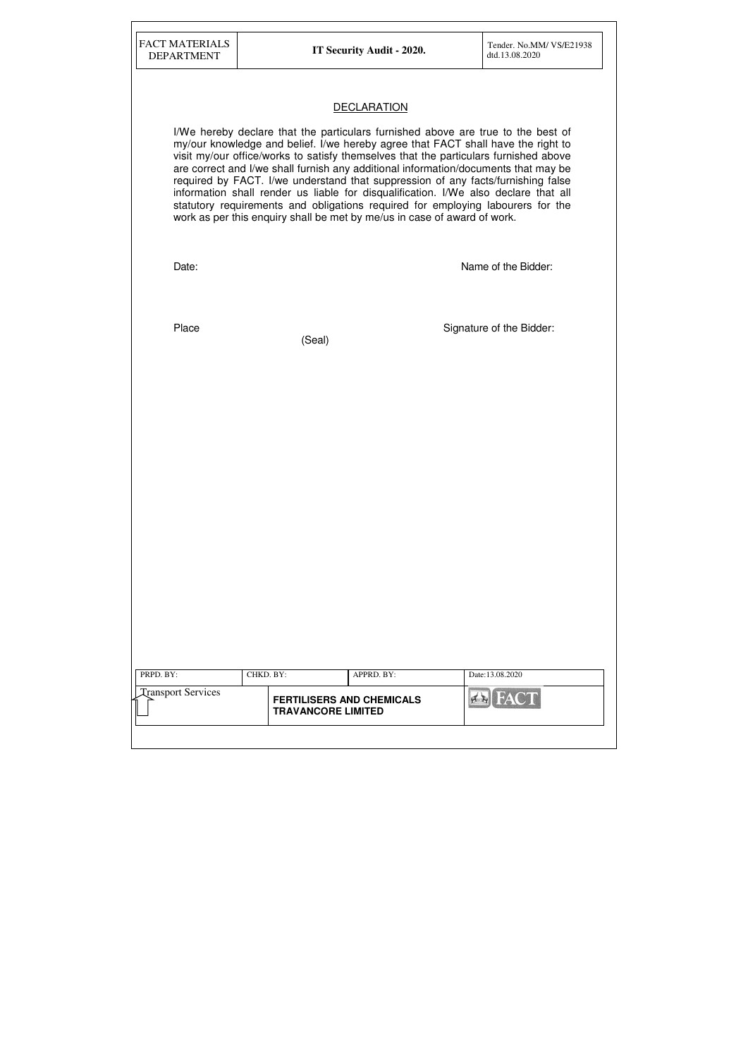## DECLARATION

I/We hereby declare that the particulars furnished above are true to the best of my/our knowledge and belief. I/we hereby agree that FACT shall have the right to visit my/our office/works to satisfy themselves that the particulars furnished above are correct and I/we shall furnish any additional information/documents that may be required by FACT. I/we understand that suppression of any facts/furnishing false information shall render us liable for disqualification. I/We also declare that all statutory requirements and obligations required for employing labourers for the work as per this enquiry shall be met by me/us in case of award of work.

Date: Name of the Bidder:

Place Signature of the Bidder:

(Seal)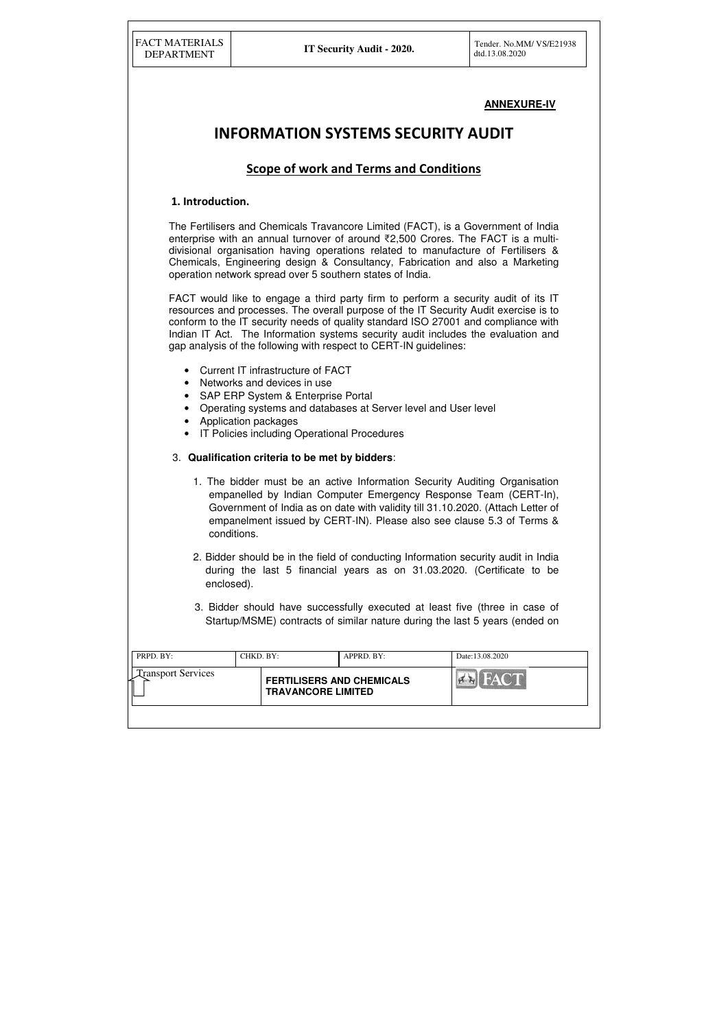**ANNEXURE-IV**

# INFORMATION SYSTEMS SECURITY AUDIT

## Scope of work and Terms and Conditions

### 1. Introduction.

The Fertilisers and Chemicals Travancore Limited (FACT), is a Government of India enterprise with an annual turnover of around ₹2,500 Crores. The FACT is a multi-divisional organisation having operations related to manufacture of Fertilisers & Chemicals, Engineering design & Consultancy, Fabrication and also a Marketing operation network spread over 5 southern states of India.

FACT would like to engage a third party firm to perform a security audit of its IT resources and processes. The overall purpose of the IT Security Audit exercise is to conform to the IT security needs of quality standard ISO 27001 and compliance with Indian IT Act. The Information systems security audit includes the evaluation and gap analysis of the following with respect to CERT-IN guidelines:

- Current IT infrastructure of FACT
- Networks and devices in use
- SAP ERP System & Enterprise Portal
- Operating systems and databases at Server level and User level
- Application packages
- IT Policies including Operational Procedures

3. **Qualification criteria to be met by bidders**:

1. The bidder must be an active Information Security Auditing Organisation empanelled by Indian Computer Emergency Response Team (CERT-In), Government of India as on date with validity till 31.10.2020. (Attach Letter of empanelment issued by CERT-IN). Please also see clause 5.3 of Terms & conditions.

2. Bidder should be in the field of conducting Information security audit in India during the last 5 financial years as on 31.03.2020. (Certificate to be enclosed).

3. Bidder should have successfully executed at least five (three in case of Startup/MSME) contracts of similar nature during the last 5 years (ended on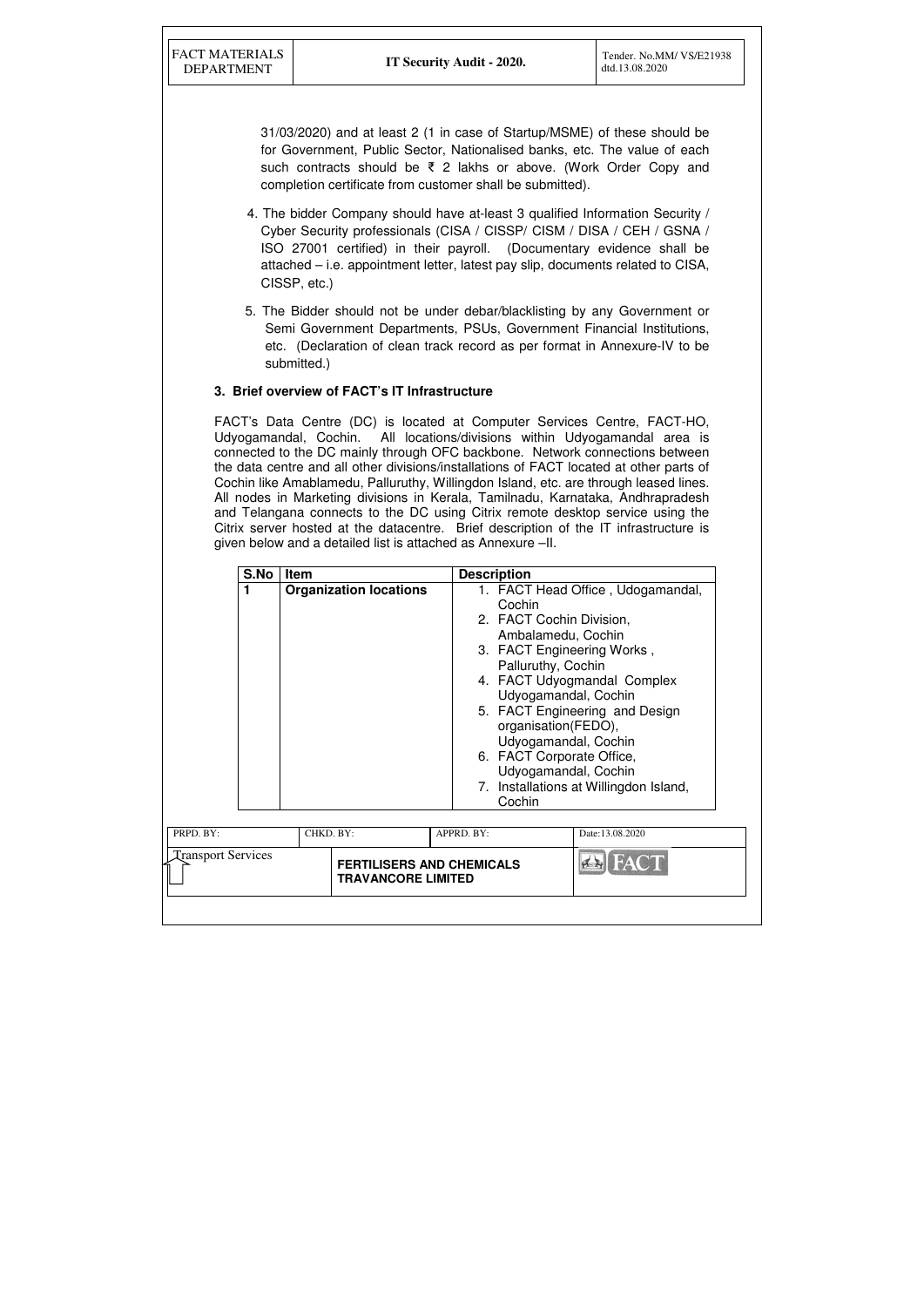31/03/2020) and at least 2 (1 in case of Startup/MSME) of these should be for Government, Public Sector, Nationalised banks, etc. The value of each such contracts should be ₹ 2 lakhs or above. (Work Order Copy and completion certificate from customer shall be submitted).

4. The bidder Company should have at-least 3 qualified Information Security / Cyber Security professionals (CISA / CISSP/ CISM / DISA / CEH / GSNA / ISO 27001 certified) in their payroll. (Documentary evidence shall be attached – i.e. appointment letter, latest pay slip, documents related to CISA, CISSP, etc.)

5. The Bidder should not be under debar/blacklisting by any Government or Semi Government Departments, PSUs, Government Financial Institutions, etc. (Declaration of clean track record as per format in Annexure-IV to be submitted.)

### 3. Brief overview of FACT's IT Infrastructure

FACT's Data Centre (DC) is located at Computer Services Centre, FACT-HO, Udyogamandal, Cochin. All locations/divisions within Udyogamandal area is connected to the DC mainly through OFC backbone. Network connections between the data centre and all other divisions/installations of FACT located at other parts of Cochin like Amablamedu, Palluruthy, Willingdon Island, etc. are through leased lines. All nodes in Marketing divisions in Kerala, Tamilnadu, Karnataka, Andhrapradesh and Telangana connects to the DC using Citrix remote desktop service using the Citrix server hosted at the datacentre. Brief description of the IT infrastructure is given below and a detailed list is attached as Annexure –II.

| S.No | Item | Description |
|---|---|---|
| 1 | **Organization locations** | 1. FACT Head Office , Udogamandal, Cochin<br>2. FACT Cochin Division, Ambalamedu, Cochin<br>3. FACT Engineering Works , Palluruthy, Cochin<br>4. FACT Udyogmandal Complex Udyogamandal, Cochin<br>5. FACT Engineering and Design organisation(FEDO), Udyogamandal, Cochin<br>6. FACT Corporate Office, Udyogamandal, Cochin<br>7. Installations at Willingdon Island, Cochin |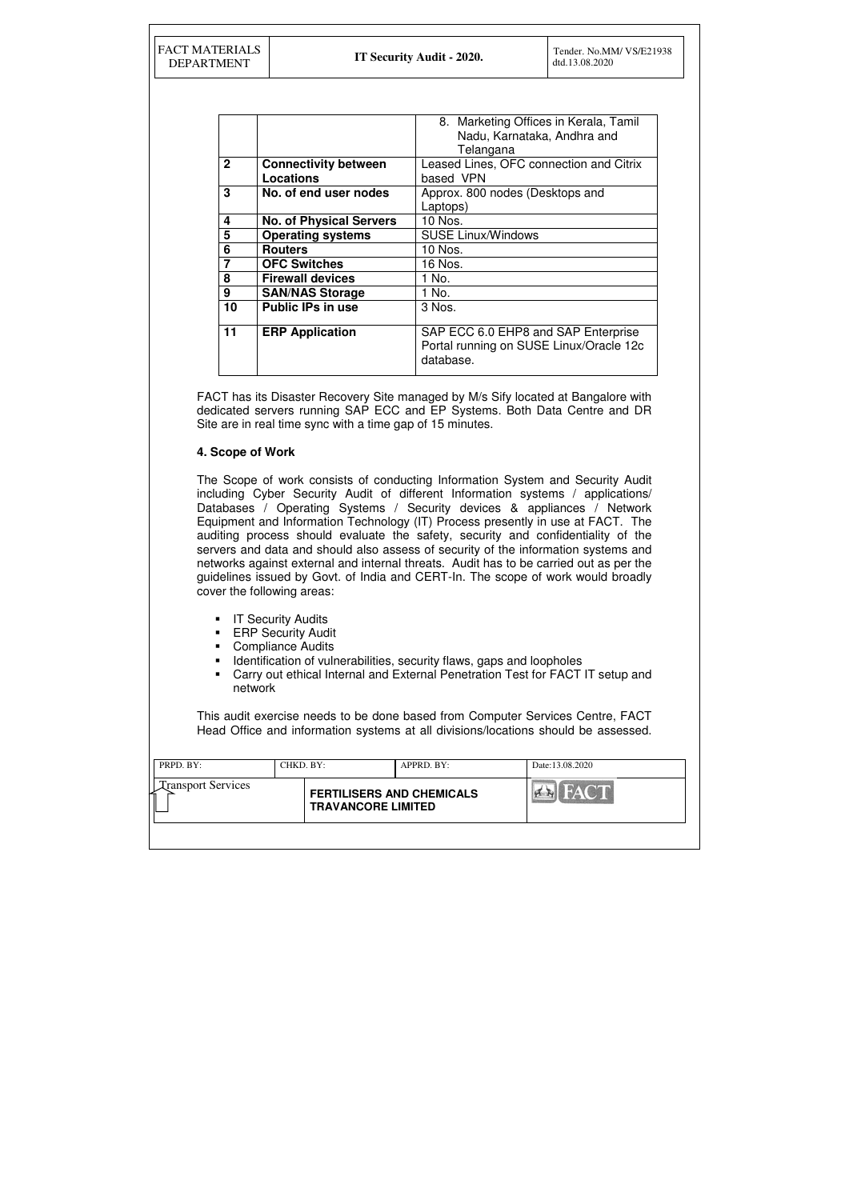|  |  | 8. Marketing Offices in Kerala, Tamil Nadu, Karnataka, Andhra and Telangana |
|---|---|---|
| **2** | **Connectivity between Locations** | Leased Lines, OFC connection and Citrix based VPN |
| **3** | **No. of end user nodes** | Approx. 800 nodes (Desktops and Laptops) |
| **4** | **No. of Physical Servers** | 10 Nos. |
| **5** | **Operating systems** | SUSE Linux/Windows |
| **6** | **Routers** | 10 Nos. |
| **7** | **OFC Switches** | 16 Nos. |
| **8** | **Firewall devices** | 1 No. |
| **9** | **SAN/NAS Storage** | 1 No. |
| **10** | **Public IPs in use** | 3 Nos. |
| **11** | **ERP Application** | SAP ECC 6.0 EHP8 and SAP Enterprise Portal running on SUSE Linux/Oracle 12c database. |

FACT has its Disaster Recovery Site managed by M/s Sify located at Bangalore with dedicated servers running SAP ECC and EP Systems. Both Data Centre and DR Site are in real time sync with a time gap of 15 minutes.

**4. Scope of Work**

The Scope of work consists of conducting Information System and Security Audit including Cyber Security Audit of different Information systems / applications/ Databases / Operating Systems / Security devices & appliances / Network Equipment and Information Technology (IT) Process presently in use at FACT. The auditing process should evaluate the safety, security and confidentiality of the servers and data and should also assess of security of the information systems and networks against external and internal threats. Audit has to be carried out as per the guidelines issued by Govt. of India and CERT-In. The scope of work would broadly cover the following areas:

- IT Security Audits
- ERP Security Audit
- Compliance Audits
- Identification of vulnerabilities, security flaws, gaps and loopholes
- Carry out ethical Internal and External Penetration Test for FACT IT setup and network

This audit exercise needs to be done based from Computer Services Centre, FACT Head Office and information systems at all divisions/locations should be assessed.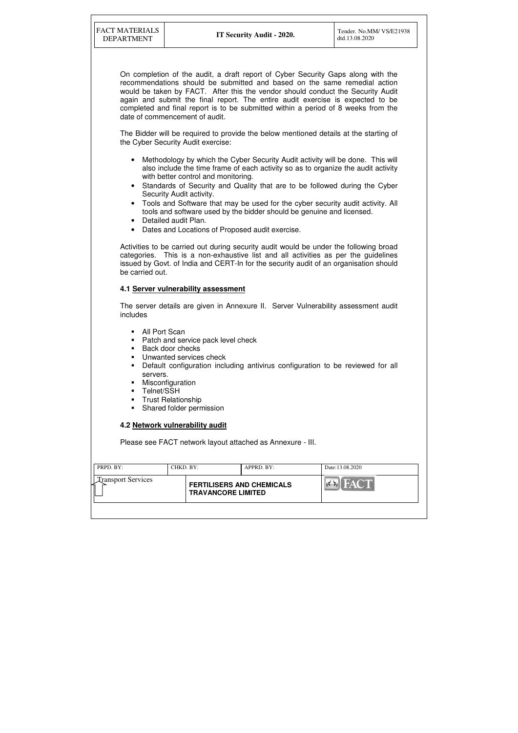On completion of the audit, a draft report of Cyber Security Gaps along with the recommendations should be submitted and based on the same remedial action would be taken by FACT. After this the vendor should conduct the Security Audit again and submit the final report. The entire audit exercise is expected to be completed and final report is to be submitted within a period of 8 weeks from the date of commencement of audit.

The Bidder will be required to provide the below mentioned details at the starting of the Cyber Security Audit exercise:

- Methodology by which the Cyber Security Audit activity will be done. This will also include the time frame of each activity so as to organize the audit activity with better control and monitoring.
- Standards of Security and Quality that are to be followed during the Cyber Security Audit activity.
- Tools and Software that may be used for the cyber security audit activity. All tools and software used by the bidder should be genuine and licensed.
- Detailed audit Plan.
- Dates and Locations of Proposed audit exercise.

Activities to be carried out during security audit would be under the following broad categories. This is a non-exhaustive list and all activities as per the guidelines issued by Govt. of India and CERT-In for the security audit of an organisation should be carried out.

### 4.1 Server vulnerability assessment

The server details are given in Annexure II. Server Vulnerability assessment audit includes

- All Port Scan
- Patch and service pack level check
- Back door checks
- Unwanted services check
- Default configuration including antivirus configuration to be reviewed for all servers.
- Misconfiguration
- Telnet/SSH
- Trust Relationship
- Shared folder permission

### 4.2 Network vulnerability audit

Please see FACT network layout attached as Annexure - III.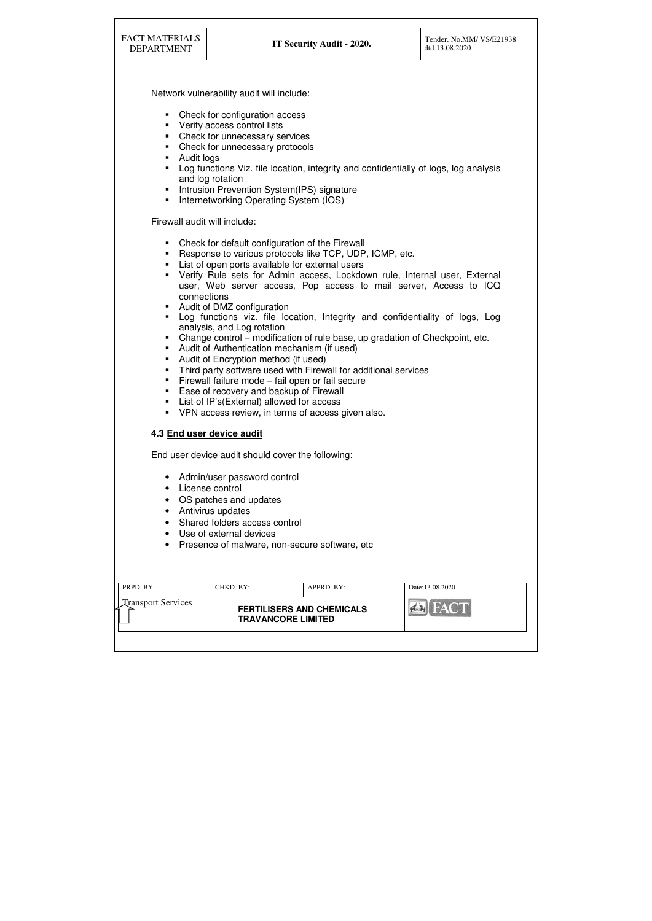Network vulnerability audit will include:

- Check for configuration access
- Verify access control lists
- Check for unnecessary services
- Check for unnecessary protocols
- Audit logs
- Log functions Viz. file location, integrity and confidentially of logs, log analysis and log rotation
- Intrusion Prevention System(IPS) signature
- Internetworking Operating System (IOS)

Firewall audit will include:

- Check for default configuration of the Firewall
- Response to various protocols like TCP, UDP, ICMP, etc.
- List of open ports available for external users
- Verify Rule sets for Admin access, Lockdown rule, Internal user, External user, Web server access, Pop access to mail server, Access to ICQ connections
- Audit of DMZ configuration
- Log functions viz. file location, Integrity and confidentiality of logs, Log analysis, and Log rotation
- Change control – modification of rule base, up gradation of Checkpoint, etc.
- Audit of Authentication mechanism (if used)
- Audit of Encryption method (if used)
- Third party software used with Firewall for additional services
- Firewall failure mode – fail open or fail secure
- Ease of recovery and backup of Firewall
- List of IP's(External) allowed for access
- VPN access review, in terms of access given also.

### 4.3 End user device audit

End user device audit should cover the following:

- Admin/user password control
- License control
- OS patches and updates
- Antivirus updates
- Shared folders access control
- Use of external devices
- Presence of malware, non-secure software, etc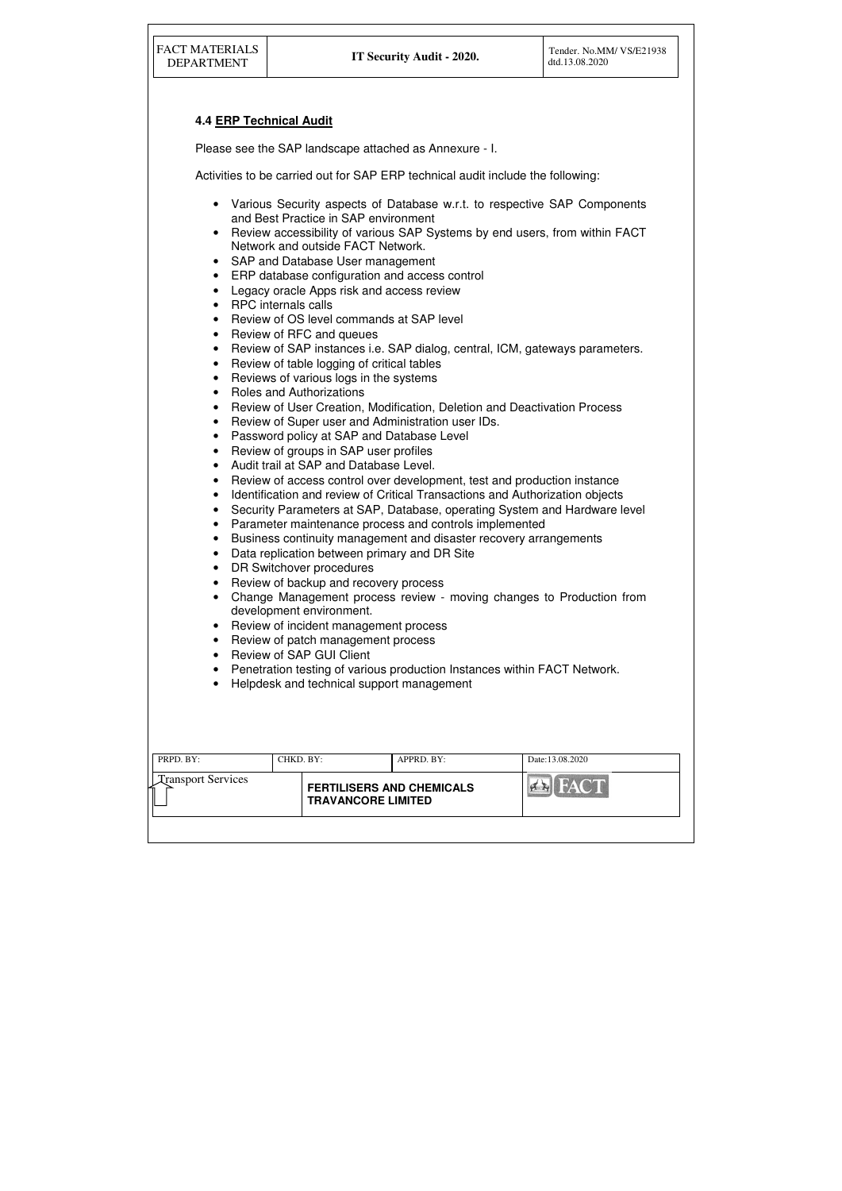### 4.4 ERP Technical Audit

Please see the SAP landscape attached as Annexure - I.

Activities to be carried out for SAP ERP technical audit include the following:

- Various Security aspects of Database w.r.t. to respective SAP Components and Best Practice in SAP environment
- Review accessibility of various SAP Systems by end users, from within FACT Network and outside FACT Network.
- SAP and Database User management
- ERP database configuration and access control
- Legacy oracle Apps risk and access review
- RPC internals calls
- Review of OS level commands at SAP level
- Review of RFC and queues
- Review of SAP instances i.e. SAP dialog, central, ICM, gateways parameters.
- Review of table logging of critical tables
- Reviews of various logs in the systems
- Roles and Authorizations
- Review of User Creation, Modification, Deletion and Deactivation Process
- Review of Super user and Administration user IDs.
- Password policy at SAP and Database Level
- Review of groups in SAP user profiles
- Audit trail at SAP and Database Level.
- Review of access control over development, test and production instance
- Identification and review of Critical Transactions and Authorization objects
- Security Parameters at SAP, Database, operating System and Hardware level
- Parameter maintenance process and controls implemented
- Business continuity management and disaster recovery arrangements
- Data replication between primary and DR Site
- DR Switchover procedures
- Review of backup and recovery process
- Change Management process review - moving changes to Production from development environment.
- Review of incident management process
- Review of patch management process
- Review of SAP GUI Client
- Penetration testing of various production Instances within FACT Network.
- Helpdesk and technical support management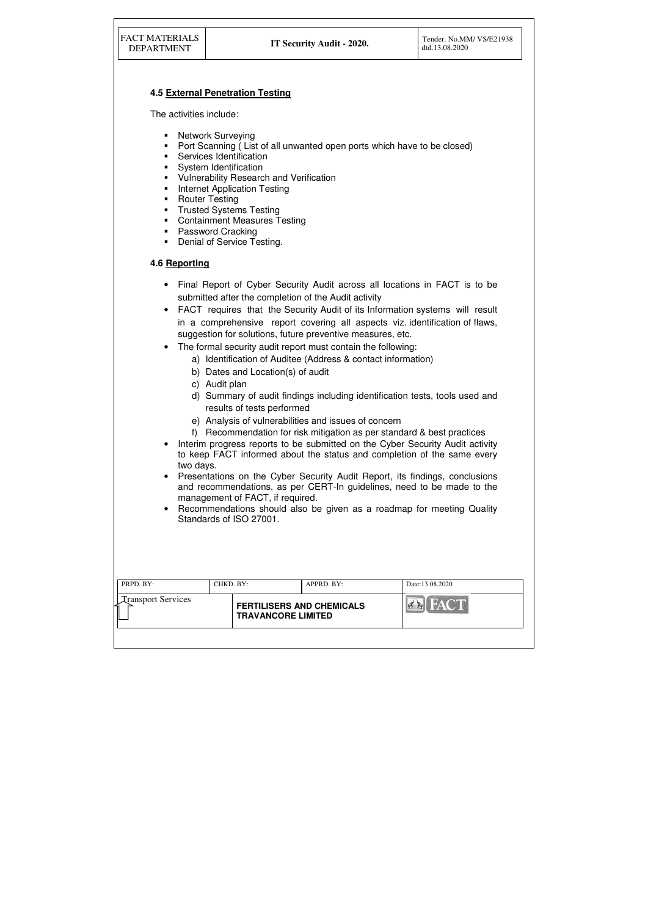### 4.5 External Penetration Testing

The activities include:

- Network Surveying
- Port Scanning ( List of all unwanted open ports which have to be closed)
- Services Identification
- System Identification
- Vulnerability Research and Verification
- Internet Application Testing
- Router Testing
- Trusted Systems Testing
- Containment Measures Testing
- Password Cracking
- Denial of Service Testing.

### 4.6 Reporting

- Final Report of Cyber Security Audit across all locations in FACT is to be submitted after the completion of the Audit activity
- FACT requires that the Security Audit of its Information systems will result in a comprehensive report covering all aspects viz. identification of flaws, suggestion for solutions, future preventive measures, etc.
- The formal security audit report must contain the following:
  - a) Identification of Auditee (Address & contact information)
  - b) Dates and Location(s) of audit
  - c) Audit plan
  - d) Summary of audit findings including identification tests, tools used and results of tests performed
  - e) Analysis of vulnerabilities and issues of concern
  - f) Recommendation for risk mitigation as per standard & best practices
- Interim progress reports to be submitted on the Cyber Security Audit activity to keep FACT informed about the status and completion of the same every two days.
- Presentations on the Cyber Security Audit Report, its findings, conclusions and recommendations, as per CERT-In guidelines, need to be made to the management of FACT, if required.
- Recommendations should also be given as a roadmap for meeting Quality Standards of ISO 27001.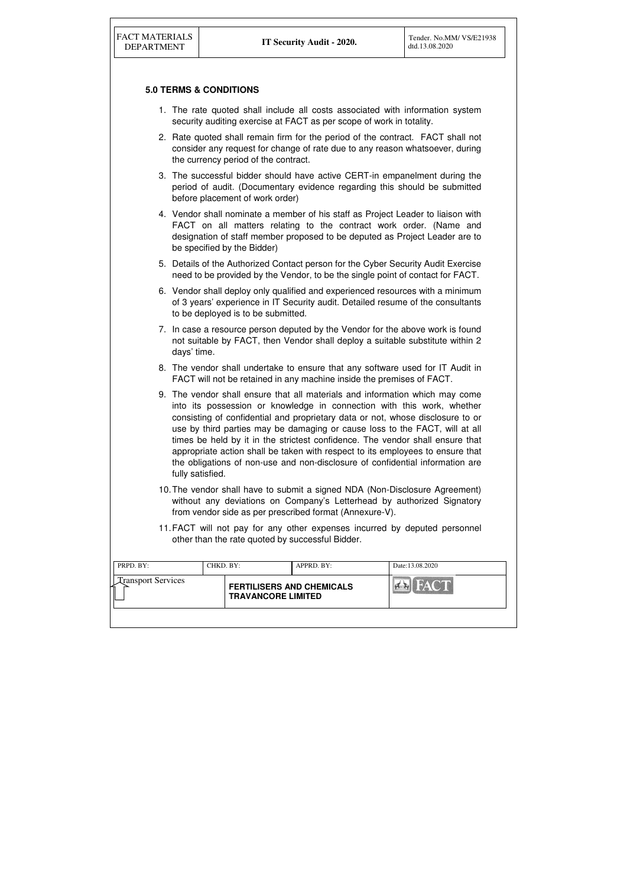## 5.0 TERMS & CONDITIONS

1. The rate quoted shall include all costs associated with information system security auditing exercise at FACT as per scope of work in totality.
2. Rate quoted shall remain firm for the period of the contract. FACT shall not consider any request for change of rate due to any reason whatsoever, during the currency period of the contract.
3. The successful bidder should have active CERT-in empanelment during the period of audit. (Documentary evidence regarding this should be submitted before placement of work order)
4. Vendor shall nominate a member of his staff as Project Leader to liaison with FACT on all matters relating to the contract work order. (Name and designation of staff member proposed to be deputed as Project Leader are to be specified by the Bidder)
5. Details of the Authorized Contact person for the Cyber Security Audit Exercise need to be provided by the Vendor, to be the single point of contact for FACT.
6. Vendor shall deploy only qualified and experienced resources with a minimum of 3 years' experience in IT Security audit. Detailed resume of the consultants to be deployed is to be submitted.
7. In case a resource person deputed by the Vendor for the above work is found not suitable by FACT, then Vendor shall deploy a suitable substitute within 2 days' time.
8. The vendor shall undertake to ensure that any software used for IT Audit in FACT will not be retained in any machine inside the premises of FACT.
9. The vendor shall ensure that all materials and information which may come into its possession or knowledge in connection with this work, whether consisting of confidential and proprietary data or not, whose disclosure to or use by third parties may be damaging or cause loss to the FACT, will at all times be held by it in the strictest confidence. The vendor shall ensure that appropriate action shall be taken with respect to its employees to ensure that the obligations of non-use and non-disclosure of confidential information are fully satisfied.
10. The vendor shall have to submit a signed NDA (Non-Disclosure Agreement) without any deviations on Company's Letterhead by authorized Signatory from vendor side as per prescribed format (Annexure-V).
11. FACT will not pay for any other expenses incurred by deputed personnel other than the rate quoted by successful Bidder.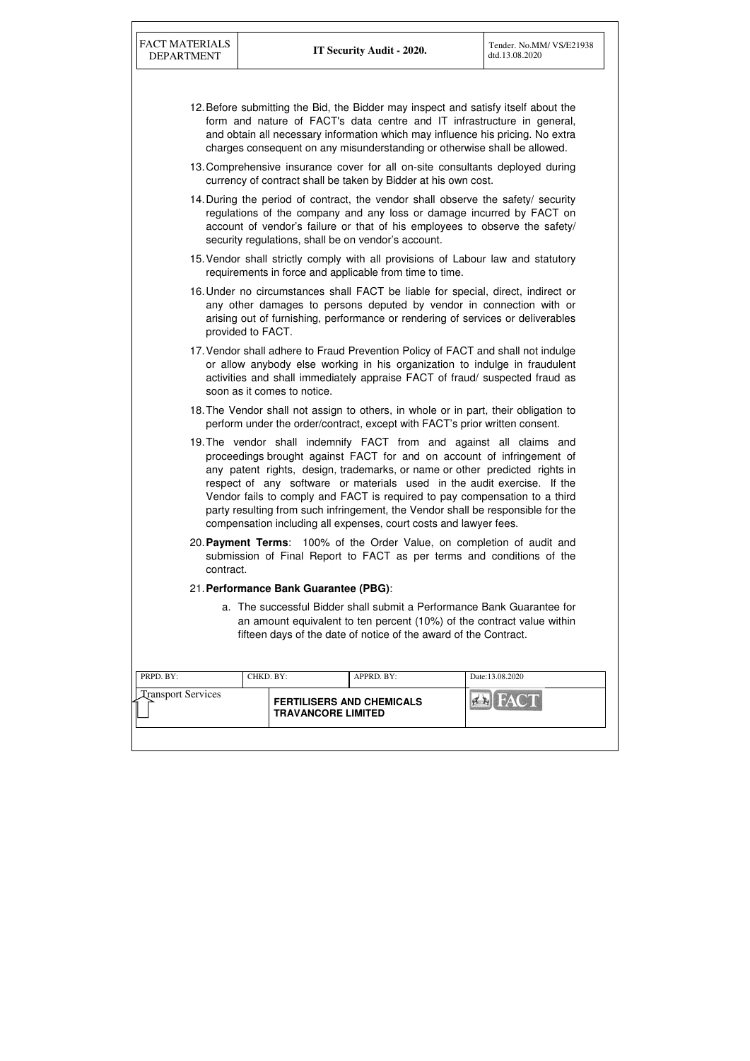12. Before submitting the Bid, the Bidder may inspect and satisfy itself about the form and nature of FACT's data centre and IT infrastructure in general, and obtain all necessary information which may influence his pricing. No extra charges consequent on any misunderstanding or otherwise shall be allowed.

13. Comprehensive insurance cover for all on-site consultants deployed during currency of contract shall be taken by Bidder at his own cost.

14. During the period of contract, the vendor shall observe the safety/ security regulations of the company and any loss or damage incurred by FACT on account of vendor's failure or that of his employees to observe the safety/ security regulations, shall be on vendor's account.

15. Vendor shall strictly comply with all provisions of Labour law and statutory requirements in force and applicable from time to time.

16. Under no circumstances shall FACT be liable for special, direct, indirect or any other damages to persons deputed by vendor in connection with or arising out of furnishing, performance or rendering of services or deliverables provided to FACT.

17. Vendor shall adhere to Fraud Prevention Policy of FACT and shall not indulge or allow anybody else working in his organization to indulge in fraudulent activities and shall immediately appraise FACT of fraud/ suspected fraud as soon as it comes to notice.

18. The Vendor shall not assign to others, in whole or in part, their obligation to perform under the order/contract, except with FACT's prior written consent.

19. The vendor shall indemnify FACT from and against all claims and proceedings brought against FACT for and on account of infringement of any patent rights, design, trademarks, or name or other predicted rights in respect of any software or materials used in the audit exercise. If the Vendor fails to comply and FACT is required to pay compensation to a third party resulting from such infringement, the Vendor shall be responsible for the compensation including all expenses, court costs and lawyer fees.

20. **Payment Terms**: 100% of the Order Value, on completion of audit and submission of Final Report to FACT as per terms and conditions of the contract.

21. **Performance Bank Guarantee (PBG)**:

    a. The successful Bidder shall submit a Performance Bank Guarantee for an amount equivalent to ten percent (10%) of the contract value within fifteen days of the date of notice of the award of the Contract.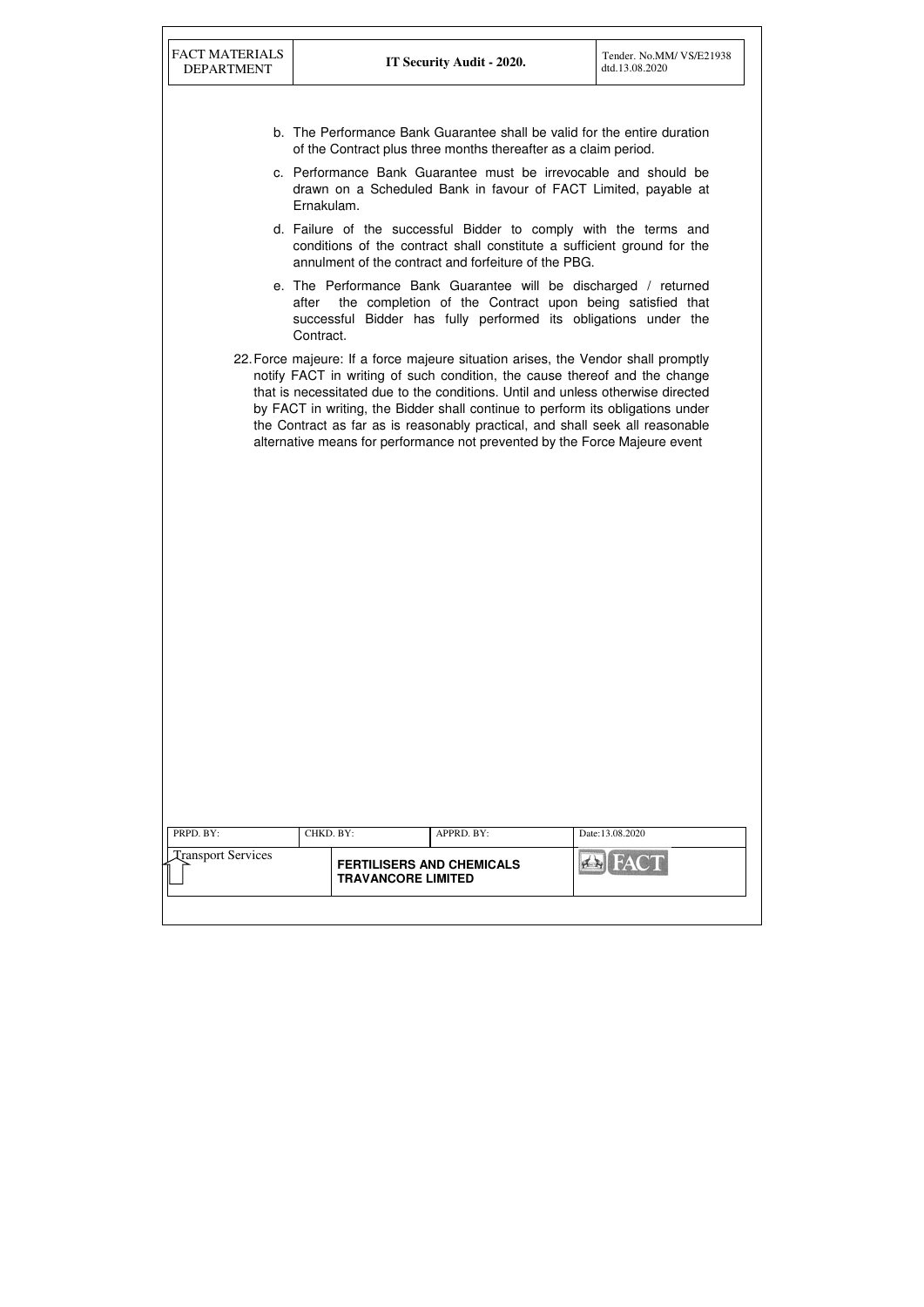b. The Performance Bank Guarantee shall be valid for the entire duration of the Contract plus three months thereafter as a claim period.

c. Performance Bank Guarantee must be irrevocable and should be drawn on a Scheduled Bank in favour of FACT Limited, payable at Ernakulam.

d. Failure of the successful Bidder to comply with the terms and conditions of the contract shall constitute a sufficient ground for the annulment of the contract and forfeiture of the PBG.

e. The Performance Bank Guarantee will be discharged / returned after the completion of the Contract upon being satisfied that successful Bidder has fully performed its obligations under the Contract.

22. Force majeure: If a force majeure situation arises, the Vendor shall promptly notify FACT in writing of such condition, the cause thereof and the change that is necessitated due to the conditions. Until and unless otherwise directed by FACT in writing, the Bidder shall continue to perform its obligations under the Contract as far as is reasonably practical, and shall seek all reasonable alternative means for performance not prevented by the Force Majeure event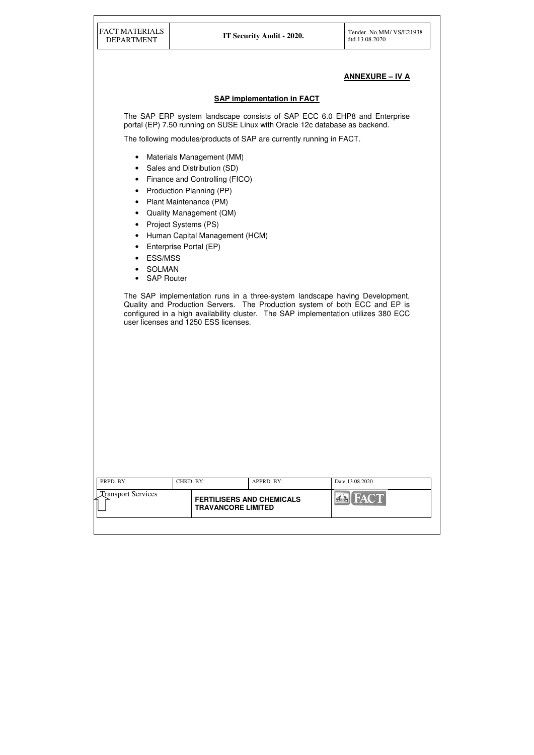**ANNEXURE – IV A**

## SAP implementation in FACT

The SAP ERP system landscape consists of SAP ECC 6.0 EHP8 and Enterprise portal (EP) 7.50 running on SUSE Linux with Oracle 12c database as backend.

The following modules/products of SAP are currently running in FACT.

- Materials Management (MM)
- Sales and Distribution (SD)
- Finance and Controlling (FICO)
- Production Planning (PP)
- Plant Maintenance (PM)
- Quality Management (QM)
- Project Systems (PS)
- Human Capital Management (HCM)
- Enterprise Portal (EP)
- ESS/MSS
- SOLMAN
- SAP Router

The SAP implementation runs in a three-system landscape having Development, Quality and Production Servers. The Production system of both ECC and EP is configured in a high availability cluster. The SAP implementation utilizes 380 ECC user licenses and 1250 ESS licenses.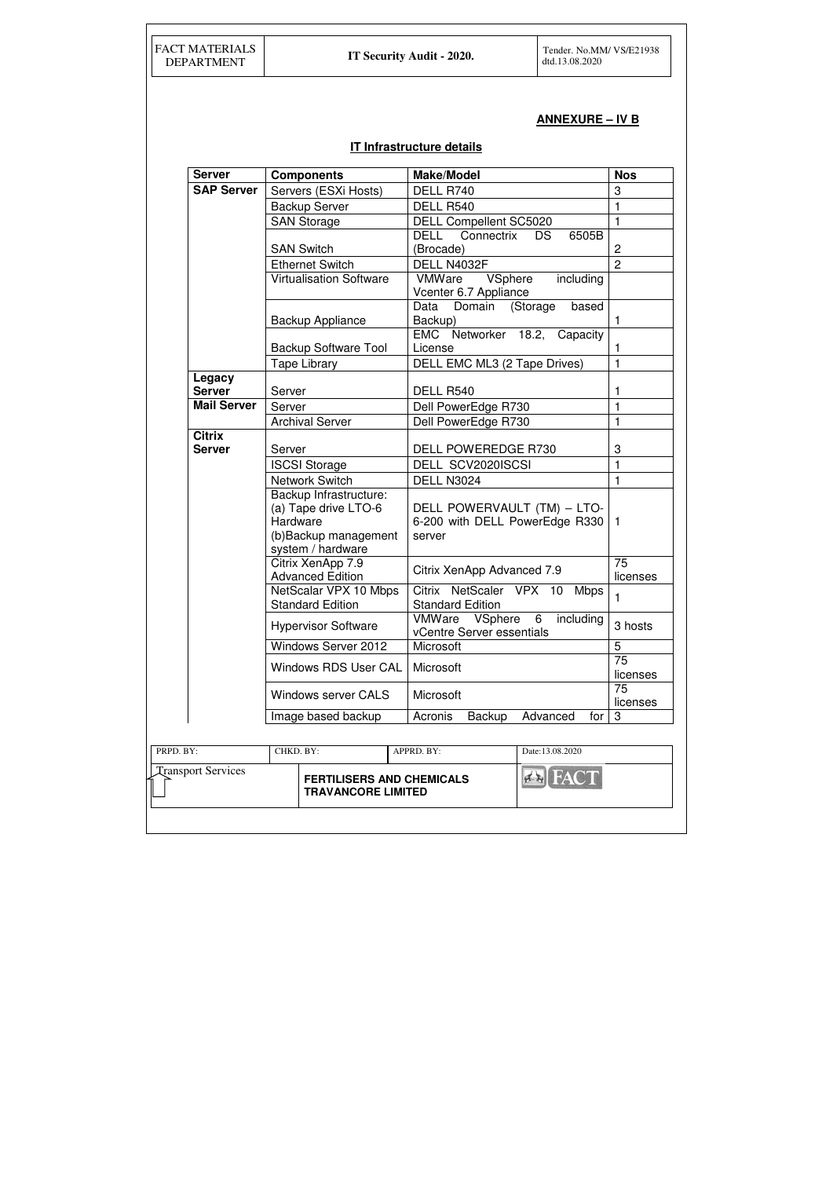## ANNEXURE – IV B

### IT Infrastructure details

| Server | Components | Make/Model | Nos |
|---|---|---|---|
| SAP Server | Servers (ESXi Hosts) | DELL R740 | 3 |
| | Backup Server | DELL R540 | 1 |
| | SAN Storage | DELL Compellent SC5020 | 1 |
| | SAN Switch | DELL Connectrix DS 6505B (Brocade) | 2 |
| | Ethernet Switch | DELL N4032F | 2 |
| | Virtualisation Software | VMWare VSphere including Vcenter 6.7 Appliance | |
| | Backup Appliance | Data Domain (Storage based Backup) | 1 |
| | Backup Software Tool | EMC Networker 18.2, Capacity License | 1 |
| | Tape Library | DELL EMC ML3 (2 Tape Drives) | 1 |
| Legacy Server | Server | DELL R540 | 1 |
| Mail Server | Server | Dell PowerEdge R730 | 1 |
| | Archival Server | Dell PowerEdge R730 | 1 |
| Citrix Server | Server | DELL POWEREDGE R730 | 3 |
| | ISCSI Storage | DELL SCV2020ISCSI | 1 |
| | Network Switch | DELL N3024 | 1 |
| | Backup Infrastructure: (a) Tape drive LTO-6 Hardware (b)Backup management system / hardware | DELL POWERVAULT (TM) – LTO-6-200 with DELL PowerEdge R330 server | 1 |
| | Citrix XenApp 7.9 Advanced Edition | Citrix XenApp Advanced 7.9 | 75 licenses |
| | NetScalar VPX 10 Mbps Standard Edition | Citrix NetScaler VPX 10 Mbps Standard Edition | 1 |
| | Hypervisor Software | VMWare VSphere 6 including vCentre Server essentials | 3 hosts |
| | Windows Server 2012 | Microsoft | 5 |
| | Windows RDS User CAL | Microsoft | 75 licenses |
| | Windows server CALS | Microsoft | 75 licenses |
| | Image based backup | Acronis Backup Advanced for | 3 |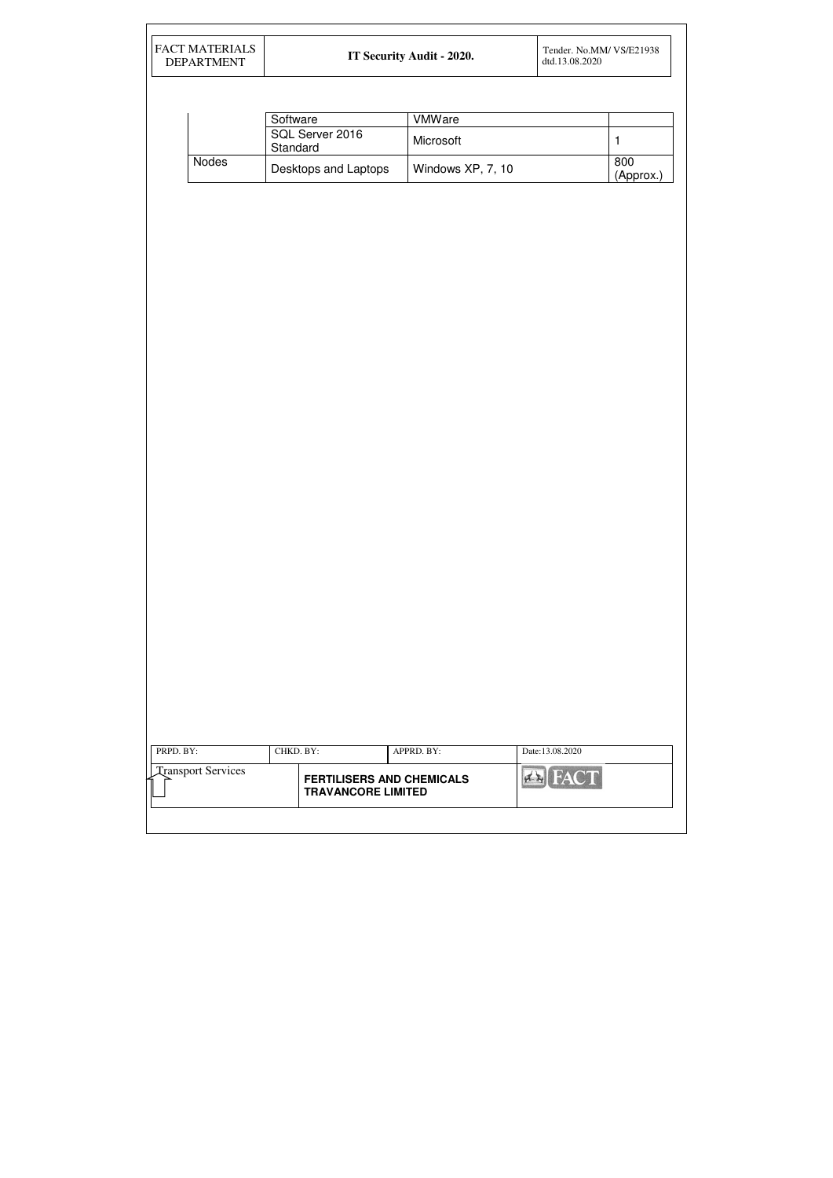| | Software | VMWare | |
|---|---|---|---|
| | SQL Server 2016 Standard | Microsoft | 1 |
| Nodes | Desktops and Laptops | Windows XP, 7, 10 | 800 (Approx.) |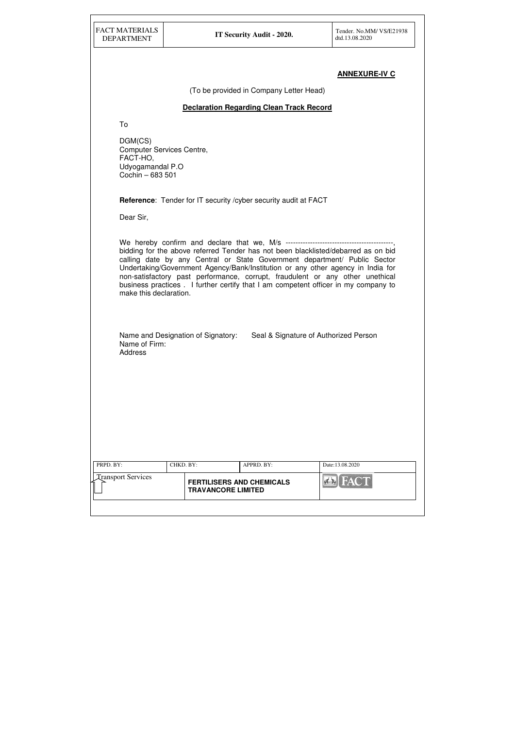**ANNEXURE-IV C**

(To be provided in Company Letter Head)

**Declaration Regarding Clean Track Record**

To

DGM(CS)
Computer Services Centre,
FACT-HO,
Udyogamandal P.O
Cochin – 683 501

**Reference**: Tender for IT security /cyber security audit at FACT

Dear Sir,

We hereby confirm and declare that we, M/s --------------------------------------------, bidding for the above referred Tender has not been blacklisted/debarred as on bid calling date by any Central or State Government department/ Public Sector Undertaking/Government Agency/Bank/Institution or any other agency in India for non-satisfactory past performance, corrupt, fraudulent or any other unethical business practices . I further certify that I am competent officer in my company to make this declaration.

Name and Designation of Signatory:     Seal & Signature of Authorized Person
Name of Firm:
Address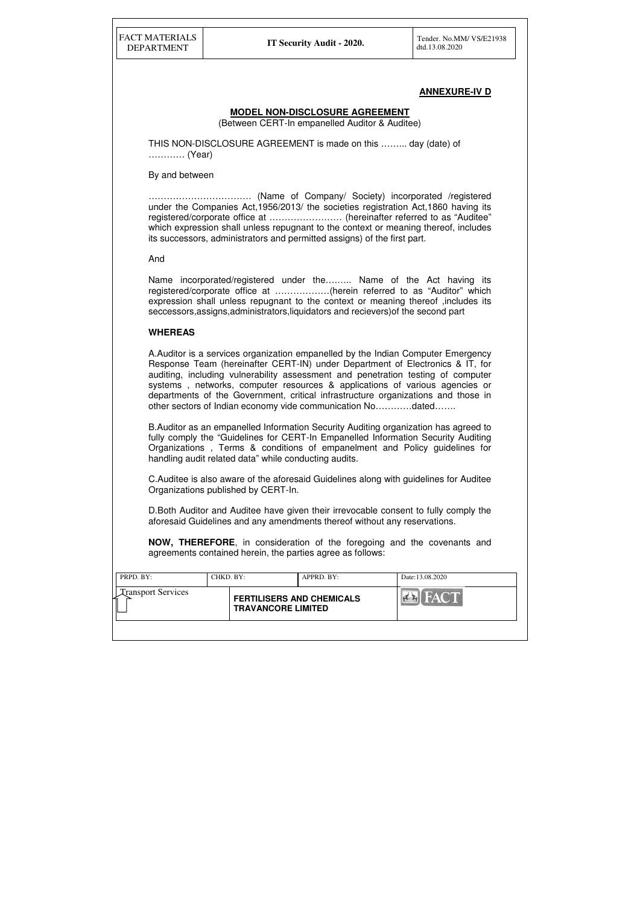**ANNEXURE-IV D**

## MODEL NON-DISCLOSURE AGREEMENT

(Between CERT-In empanelled Auditor & Auditee)

THIS NON-DISCLOSURE AGREEMENT is made on this ……... day (date) of ………… (Year)

By and between

……………………………. (Name of Company/ Society) incorporated /registered under the Companies Act,1956/2013/ the societies registration Act,1860 having its registered/corporate office at …………………… (hereinafter referred to as "Auditee" which expression shall unless repugnant to the context or meaning thereof, includes its successors, administrators and permitted assigns) of the first part.

And

Name incorporated/registered under the……... Name of the Act having its registered/corporate office at ………………(herein referred to as "Auditor" which expression shall unless repugnant to the context or meaning thereof ,includes its seccessors,assigns,administrators,liquidators and recievers)of the second part

**WHEREAS**

A.Auditor is a services organization empanelled by the Indian Computer Emergency Response Team (hereinafter CERT-IN) under Department of Electronics & IT, for auditing, including vulnerability assessment and penetration testing of computer systems , networks, computer resources & applications of various agencies or departments of the Government, critical infrastructure organizations and those in other sectors of Indian economy vide communication No…………dated…….

B.Auditor as an empanelled Information Security Auditing organization has agreed to fully comply the "Guidelines for CERT-In Empanelled Information Security Auditing Organizations , Terms & conditions of empanelment and Policy guidelines for handling audit related data" while conducting audits.

C.Auditee is also aware of the aforesaid Guidelines along with guidelines for Auditee Organizations published by CERT-In.

D.Both Auditor and Auditee have given their irrevocable consent to fully comply the aforesaid Guidelines and any amendments thereof without any reservations.

**NOW, THEREFORE**, in consideration of the foregoing and the covenants and agreements contained herein, the parties agree as follows: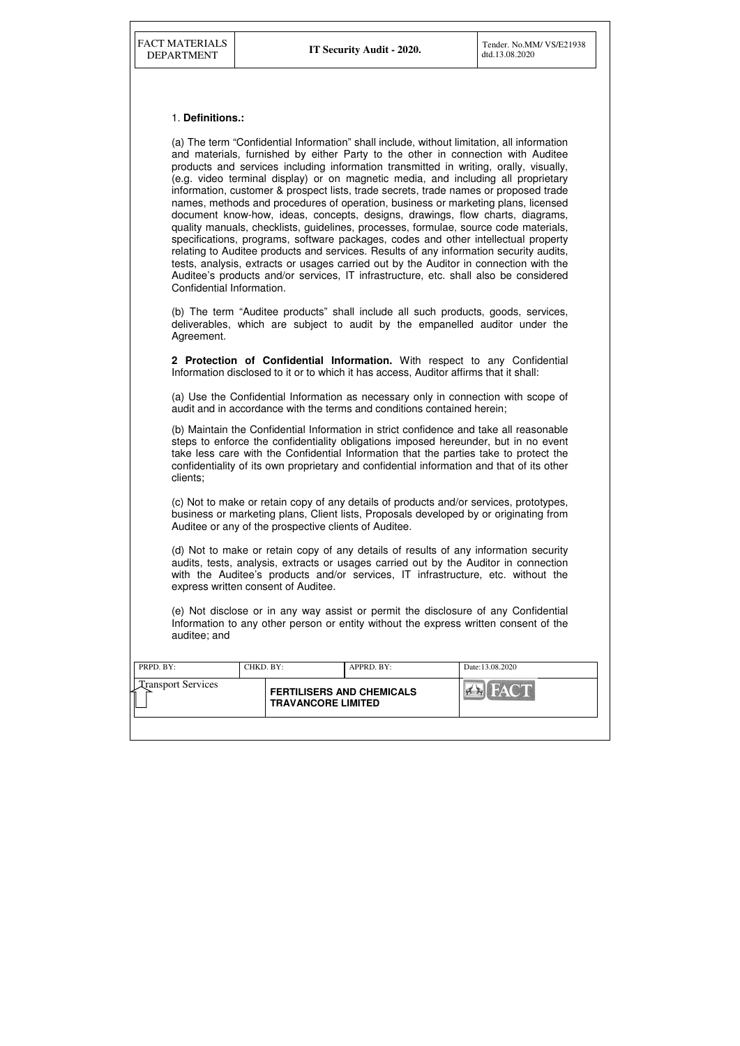1. **Definitions.:**

(a) The term “Confidential Information” shall include, without limitation, all information and materials, furnished by either Party to the other in connection with Auditee products and services including information transmitted in writing, orally, visually, (e.g. video terminal display) or on magnetic media, and including all proprietary information, customer & prospect lists, trade secrets, trade names or proposed trade names, methods and procedures of operation, business or marketing plans, licensed document know-how, ideas, concepts, designs, drawings, flow charts, diagrams, quality manuals, checklists, guidelines, processes, formulae, source code materials, specifications, programs, software packages, codes and other intellectual property relating to Auditee products and services. Results of any information security audits, tests, analysis, extracts or usages carried out by the Auditor in connection with the Auditee's products and/or services, IT infrastructure, etc. shall also be considered Confidential Information.

(b) The term “Auditee products” shall include all such products, goods, services, deliverables, which are subject to audit by the empanelled auditor under the Agreement.

**2 Protection of Confidential Information.** With respect to any Confidential Information disclosed to it or to which it has access, Auditor affirms that it shall:

(a) Use the Confidential Information as necessary only in connection with scope of audit and in accordance with the terms and conditions contained herein;

(b) Maintain the Confidential Information in strict confidence and take all reasonable steps to enforce the confidentiality obligations imposed hereunder, but in no event take less care with the Confidential Information that the parties take to protect the confidentiality of its own proprietary and confidential information and that of its other clients;

(c) Not to make or retain copy of any details of products and/or services, prototypes, business or marketing plans, Client lists, Proposals developed by or originating from Auditee or any of the prospective clients of Auditee.

(d) Not to make or retain copy of any details of results of any information security audits, tests, analysis, extracts or usages carried out by the Auditor in connection with the Auditee's products and/or services, IT infrastructure, etc. without the express written consent of Auditee.

(e) Not disclose or in any way assist or permit the disclosure of any Confidential Information to any other person or entity without the express written consent of the auditee; and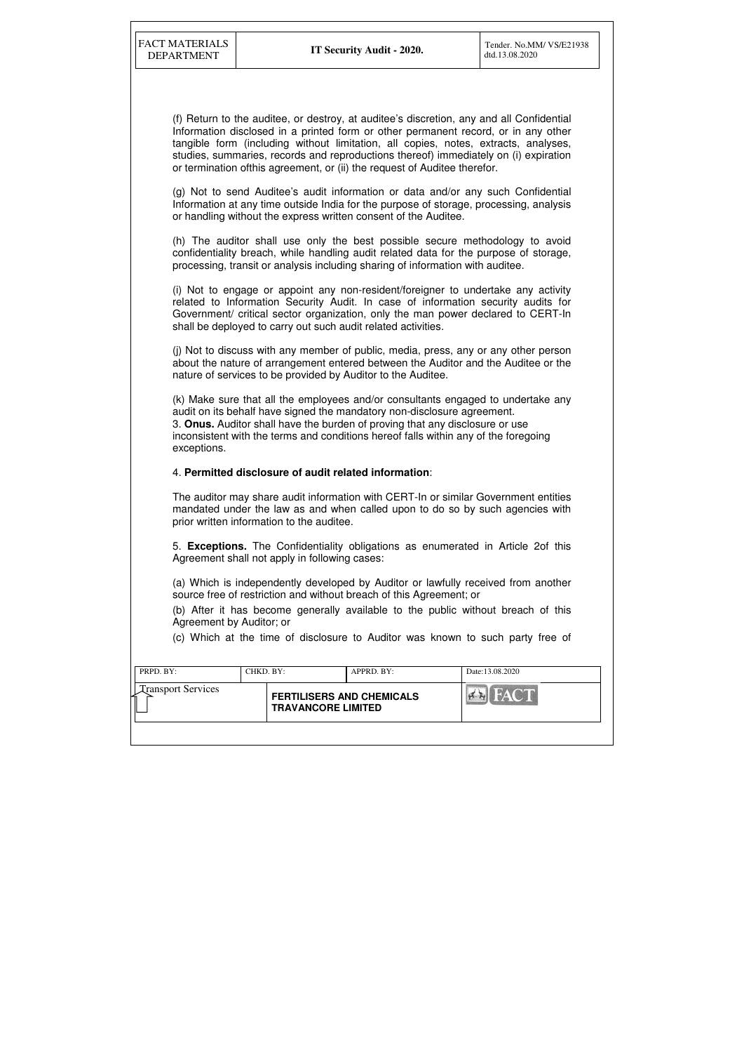(f) Return to the auditee, or destroy, at auditee's discretion, any and all Confidential Information disclosed in a printed form or other permanent record, or in any other tangible form (including without limitation, all copies, notes, extracts, analyses, studies, summaries, records and reproductions thereof) immediately on (i) expiration or termination ofthis agreement, or (ii) the request of Auditee therefor.

(g) Not to send Auditee's audit information or data and/or any such Confidential Information at any time outside India for the purpose of storage, processing, analysis or handling without the express written consent of the Auditee.

(h) The auditor shall use only the best possible secure methodology to avoid confidentiality breach, while handling audit related data for the purpose of storage, processing, transit or analysis including sharing of information with auditee.

(i) Not to engage or appoint any non-resident/foreigner to undertake any activity related to Information Security Audit. In case of information security audits for Government/ critical sector organization, only the man power declared to CERT-In shall be deployed to carry out such audit related activities.

(j) Not to discuss with any member of public, media, press, any or any other person about the nature of arrangement entered between the Auditor and the Auditee or the nature of services to be provided by Auditor to the Auditee.

(k) Make sure that all the employees and/or consultants engaged to undertake any audit on its behalf have signed the mandatory non-disclosure agreement.

3. **Onus.** Auditor shall have the burden of proving that any disclosure or use inconsistent with the terms and conditions hereof falls within any of the foregoing exceptions.

4. **Permitted disclosure of audit related information**:

The auditor may share audit information with CERT-In or similar Government entities mandated under the law as and when called upon to do so by such agencies with prior written information to the auditee.

5. **Exceptions.** The Confidentiality obligations as enumerated in Article 2of this Agreement shall not apply in following cases:

(a) Which is independently developed by Auditor or lawfully received from another source free of restriction and without breach of this Agreement; or

(b) After it has become generally available to the public without breach of this Agreement by Auditor; or

(c) Which at the time of disclosure to Auditor was known to such party free of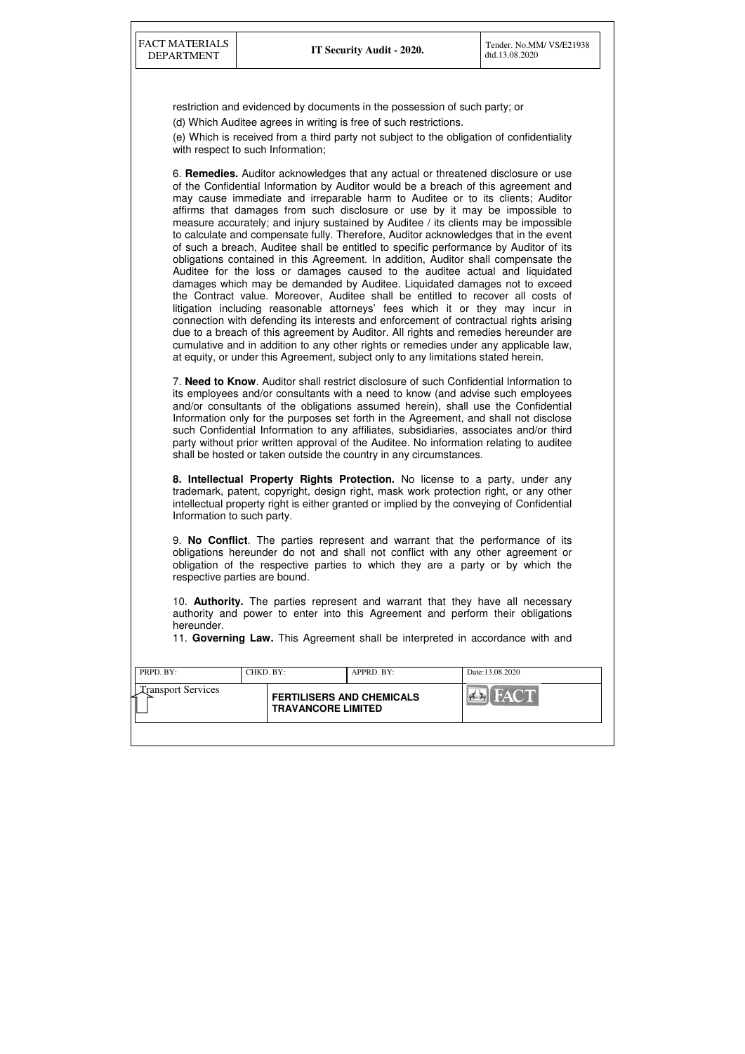restriction and evidenced by documents in the possession of such party; or

(d) Which Auditee agrees in writing is free of such restrictions.

(e) Which is received from a third party not subject to the obligation of confidentiality with respect to such Information;

6. **Remedies.** Auditor acknowledges that any actual or threatened disclosure or use of the Confidential Information by Auditor would be a breach of this agreement and may cause immediate and irreparable harm to Auditee or to its clients; Auditor affirms that damages from such disclosure or use by it may be impossible to measure accurately; and injury sustained by Auditee / its clients may be impossible to calculate and compensate fully. Therefore, Auditor acknowledges that in the event of such a breach, Auditee shall be entitled to specific performance by Auditor of its obligations contained in this Agreement. In addition, Auditor shall compensate the Auditee for the loss or damages caused to the auditee actual and liquidated damages which may be demanded by Auditee. Liquidated damages not to exceed the Contract value. Moreover, Auditee shall be entitled to recover all costs of litigation including reasonable attorneys' fees which it or they may incur in connection with defending its interests and enforcement of contractual rights arising due to a breach of this agreement by Auditor. All rights and remedies hereunder are cumulative and in addition to any other rights or remedies under any applicable law, at equity, or under this Agreement, subject only to any limitations stated herein.

7. **Need to Know**. Auditor shall restrict disclosure of such Confidential Information to its employees and/or consultants with a need to know (and advise such employees and/or consultants of the obligations assumed herein), shall use the Confidential Information only for the purposes set forth in the Agreement, and shall not disclose such Confidential Information to any affiliates, subsidiaries, associates and/or third party without prior written approval of the Auditee. No information relating to auditee shall be hosted or taken outside the country in any circumstances.

**8. Intellectual Property Rights Protection.** No license to a party, under any trademark, patent, copyright, design right, mask work protection right, or any other intellectual property right is either granted or implied by the conveying of Confidential Information to such party.

9. **No Conflict**. The parties represent and warrant that the performance of its obligations hereunder do not and shall not conflict with any other agreement or obligation of the respective parties to which they are a party or by which the respective parties are bound.

10. **Authority.** The parties represent and warrant that they have all necessary authority and power to enter into this Agreement and perform their obligations hereunder.

11. **Governing Law.** This Agreement shall be interpreted in accordance with and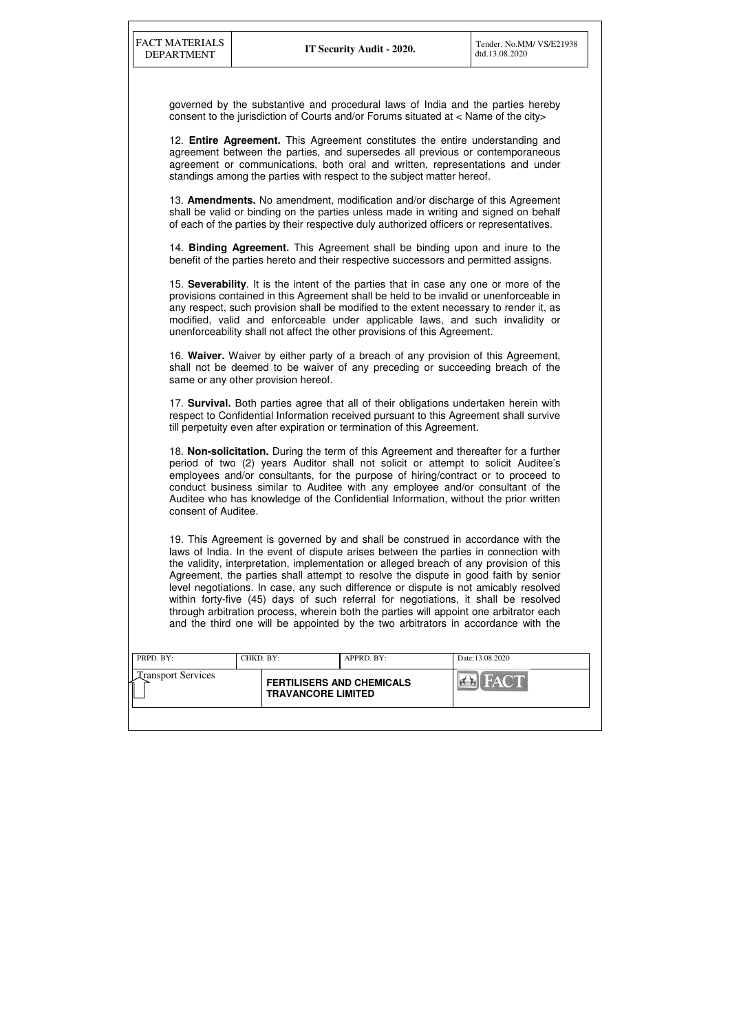governed by the substantive and procedural laws of India and the parties hereby consent to the jurisdiction of Courts and/or Forums situated at < Name of the city>

12. **Entire Agreement.** This Agreement constitutes the entire understanding and agreement between the parties, and supersedes all previous or contemporaneous agreement or communications, both oral and written, representations and under standings among the parties with respect to the subject matter hereof.

13. **Amendments.** No amendment, modification and/or discharge of this Agreement shall be valid or binding on the parties unless made in writing and signed on behalf of each of the parties by their respective duly authorized officers or representatives.

14. **Binding Agreement.** This Agreement shall be binding upon and inure to the benefit of the parties hereto and their respective successors and permitted assigns.

15. **Severability**. It is the intent of the parties that in case any one or more of the provisions contained in this Agreement shall be held to be invalid or unenforceable in any respect, such provision shall be modified to the extent necessary to render it, as modified, valid and enforceable under applicable laws, and such invalidity or unenforceability shall not affect the other provisions of this Agreement.

16. **Waiver.** Waiver by either party of a breach of any provision of this Agreement, shall not be deemed to be waiver of any preceding or succeeding breach of the same or any other provision hereof.

17. **Survival.** Both parties agree that all of their obligations undertaken herein with respect to Confidential Information received pursuant to this Agreement shall survive till perpetuity even after expiration or termination of this Agreement.

18. **Non-solicitation.** During the term of this Agreement and thereafter for a further period of two (2) years Auditor shall not solicit or attempt to solicit Auditee's employees and/or consultants, for the purpose of hiring/contract or to proceed to conduct business similar to Auditee with any employee and/or consultant of the Auditee who has knowledge of the Confidential Information, without the prior written consent of Auditee.

19. This Agreement is governed by and shall be construed in accordance with the laws of India. In the event of dispute arises between the parties in connection with the validity, interpretation, implementation or alleged breach of any provision of this Agreement, the parties shall attempt to resolve the dispute in good faith by senior level negotiations. In case, any such difference or dispute is not amicably resolved within forty-five (45) days of such referral for negotiations, it shall be resolved through arbitration process, wherein both the parties will appoint one arbitrator each and the third one will be appointed by the two arbitrators in accordance with the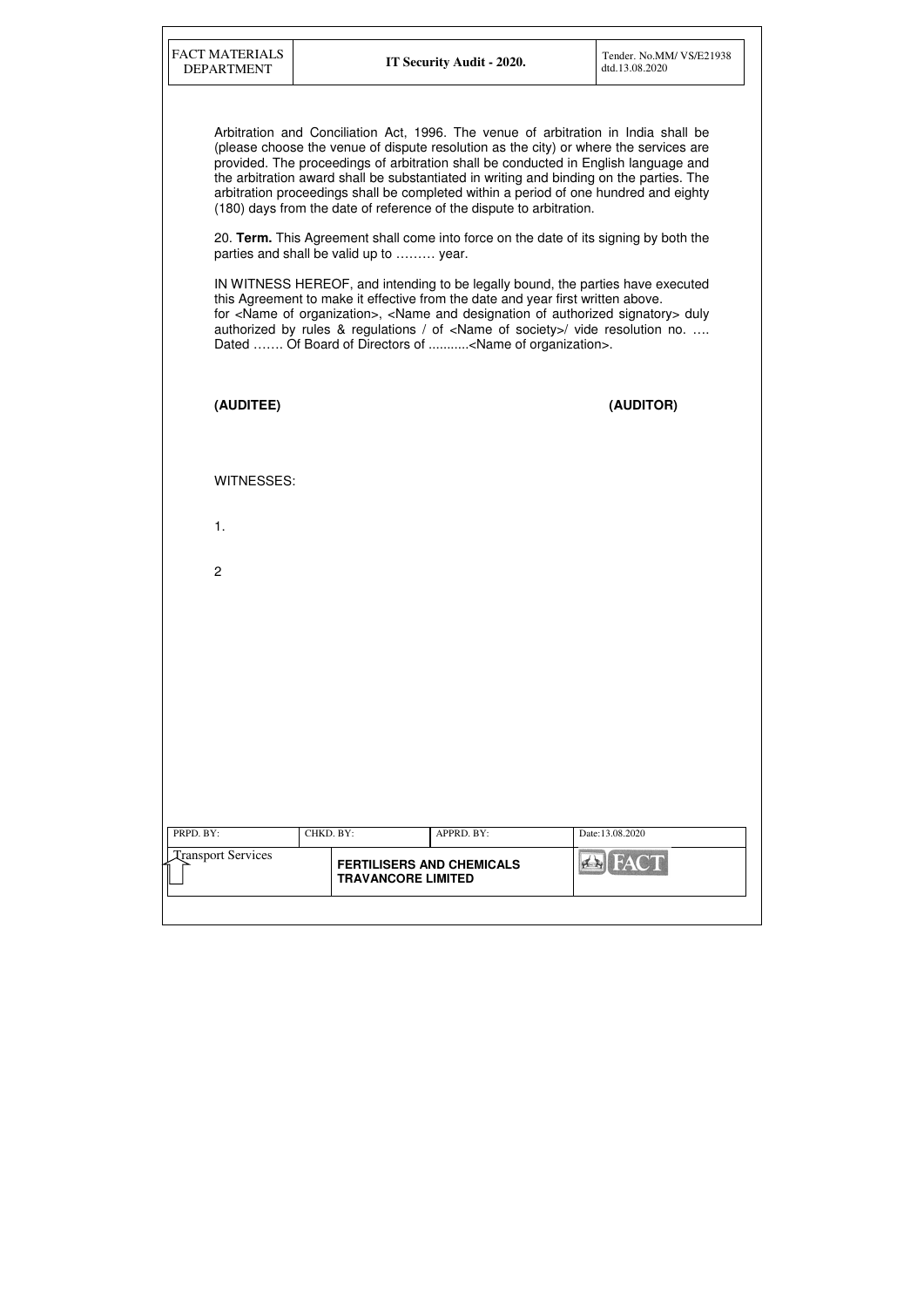Arbitration and Conciliation Act, 1996. The venue of arbitration in India shall be (please choose the venue of dispute resolution as the city) or where the services are provided. The proceedings of arbitration shall be conducted in English language and the arbitration award shall be substantiated in writing and binding on the parties. The arbitration proceedings shall be completed within a period of one hundred and eighty (180) days from the date of reference of the dispute to arbitration.

20. **Term.** This Agreement shall come into force on the date of its signing by both the parties and shall be valid up to ……… year.

IN WITNESS HEREOF, and intending to be legally bound, the parties have executed this Agreement to make it effective from the date and year first written above.
for <Name of organization>, <Name and designation of authorized signatory> duly authorized by rules & regulations / of <Name of society>/ vide resolution no. …. Dated ……. Of Board of Directors of ...........<Name of organization>.

**(AUDITEE)** **(AUDITOR)**

WITNESSES:

1.

2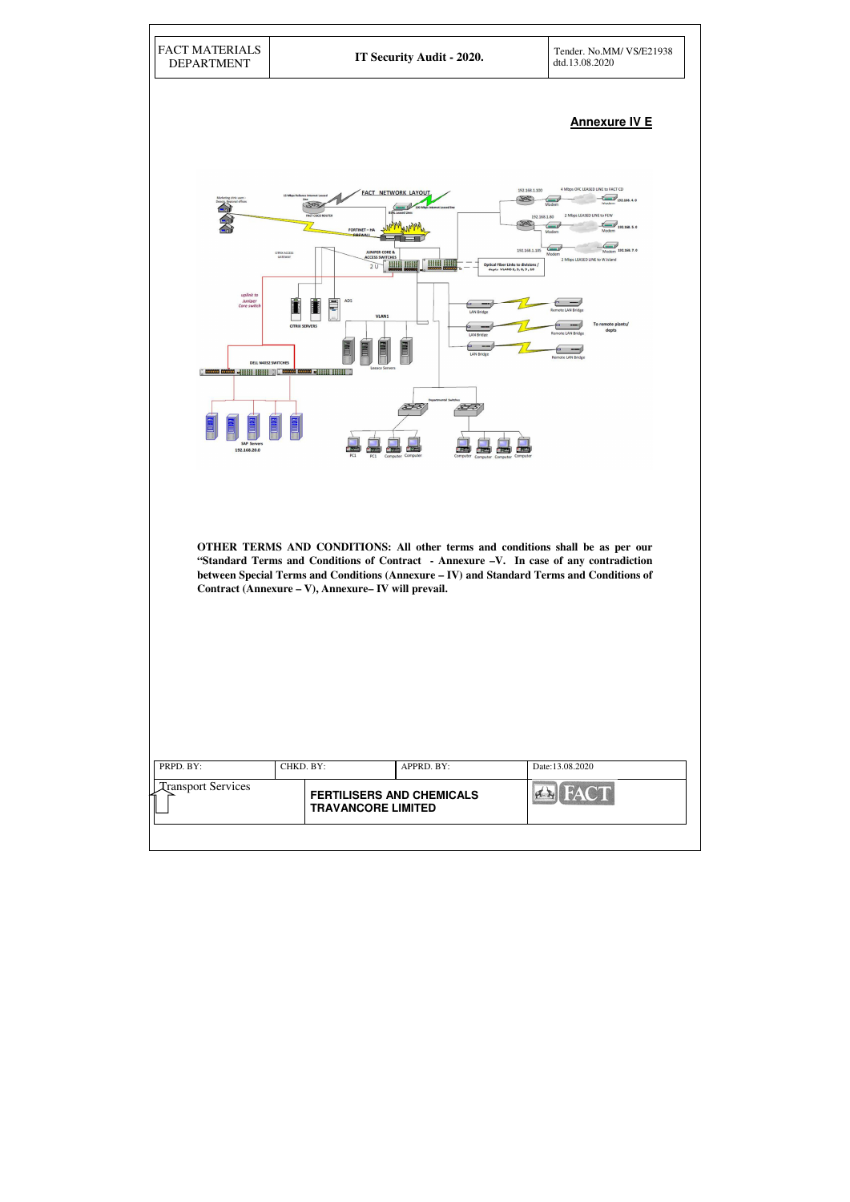## Annexure IV E

**OTHER TERMS AND CONDITIONS: All other terms and conditions shall be as per our "Standard Terms and Conditions of Contract - Annexure –V. In case of any contradiction between Special Terms and Conditions (Annexure – IV) and Standard Terms and Conditions of Contract (Annexure – V), Annexure– IV will prevail.**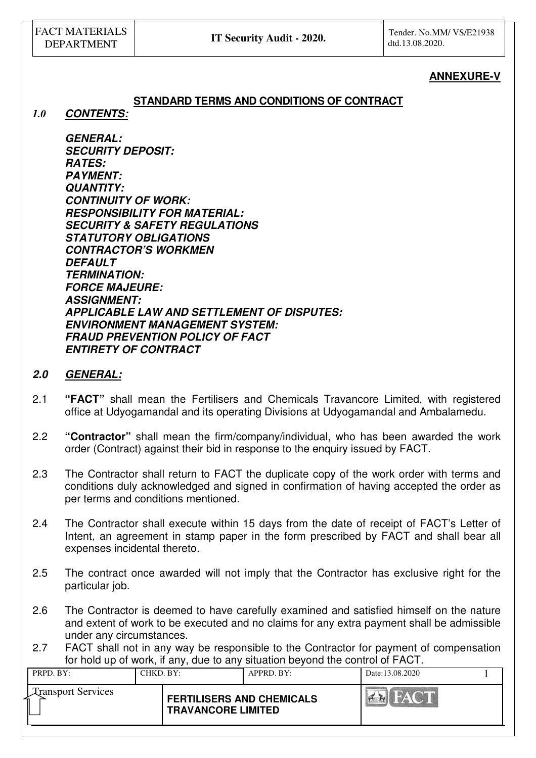**ANNEXURE-V**

## STANDARD TERMS AND CONDITIONS OF CONTRACT

### *1.0 CONTENTS:*

***GENERAL:***
***SECURITY DEPOSIT:***
***RATES:***
***PAYMENT:***
***QUANTITY:***
***CONTINUITY OF WORK:***
***RESPONSIBILITY FOR MATERIAL:***
***SECURITY & SAFETY REGULATIONS***
***STATUTORY OBLIGATIONS***
***CONTRACTOR'S WORKMEN***
***DEFAULT***
***TERMINATION:***
***FORCE MAJEURE:***
***ASSIGNMENT:***
***APPLICABLE LAW AND SETTLEMENT OF DISPUTES:***
***ENVIRONMENT MANAGEMENT SYSTEM:***
***FRAUD PREVENTION POLICY OF FACT***
***ENTIRETY OF CONTRACT***

### *2.0 GENERAL:*

2.1 **"FACT"** shall mean the Fertilisers and Chemicals Travancore Limited, with registered office at Udyogamandal and its operating Divisions at Udyogamandal and Ambalamedu.

2.2 **"Contractor"** shall mean the firm/company/individual, who has been awarded the work order (Contract) against their bid in response to the enquiry issued by FACT.

2.3 The Contractor shall return to FACT the duplicate copy of the work order with terms and conditions duly acknowledged and signed in confirmation of having accepted the order as per terms and conditions mentioned.

2.4 The Contractor shall execute within 15 days from the date of receipt of FACT's Letter of Intent, an agreement in stamp paper in the form prescribed by FACT and shall bear all expenses incidental thereto.

2.5 The contract once awarded will not imply that the Contractor has exclusive right for the particular job.

2.6 The Contractor is deemed to have carefully examined and satisfied himself on the nature and extent of work to be executed and no claims for any extra payment shall be admissible under any circumstances.

2.7 FACT shall not in any way be responsible to the Contractor for payment of compensation for hold up of work, if any, due to any situation beyond the control of FACT.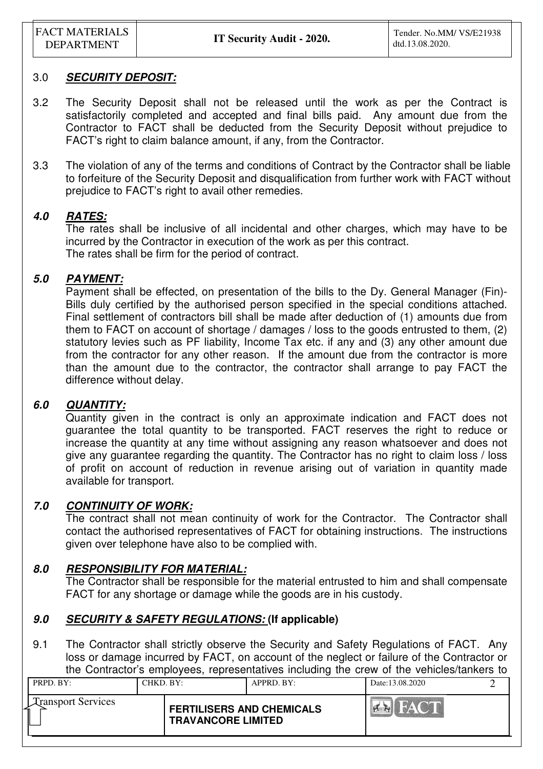### 3.0 ***SECURITY DEPOSIT:***

3.2 The Security Deposit shall not be released until the work as per the Contract is satisfactorily completed and accepted and final bills paid. Any amount due from the Contractor to FACT shall be deducted from the Security Deposit without prejudice to FACT's right to claim balance amount, if any, from the Contractor.

3.3 The violation of any of the terms and conditions of Contract by the Contractor shall be liable to forfeiture of the Security Deposit and disqualification from further work with FACT without prejudice to FACT's right to avail other remedies.

### 4.0 ***RATES:***

The rates shall be inclusive of all incidental and other charges, which may have to be incurred by the Contractor in execution of the work as per this contract.
The rates shall be firm for the period of contract.

### 5.0 ***PAYMENT:***

Payment shall be effected, on presentation of the bills to the Dy. General Manager (Fin)-Bills duly certified by the authorised person specified in the special conditions attached. Final settlement of contractors bill shall be made after deduction of (1) amounts due from them to FACT on account of shortage / damages / loss to the goods entrusted to them, (2) statutory levies such as PF liability, Income Tax etc. if any and (3) any other amount due from the contractor for any other reason. If the amount due from the contractor is more than the amount due to the contractor, the contractor shall arrange to pay FACT the difference without delay.

### 6.0 ***QUANTITY:***

Quantity given in the contract is only an approximate indication and FACT does not guarantee the total quantity to be transported. FACT reserves the right to reduce or increase the quantity at any time without assigning any reason whatsoever and does not give any guarantee regarding the quantity. The Contractor has no right to claim loss / loss of profit on account of reduction in revenue arising out of variation in quantity made available for transport.

### 7.0 ***CONTINUITY OF WORK:***

The contract shall not mean continuity of work for the Contractor. The Contractor shall contact the authorised representatives of FACT for obtaining instructions. The instructions given over telephone have also to be complied with.

### 8.0 ***RESPONSIBILITY FOR MATERIAL:***

The Contractor shall be responsible for the material entrusted to him and shall compensate FACT for any shortage or damage while the goods are in his custody.

### 9.0 ***SECURITY & SAFETY REGULATIONS:*** **(If applicable)**

9.1 The Contractor shall strictly observe the Security and Safety Regulations of FACT. Any loss or damage incurred by FACT, on account of the neglect or failure of the Contractor or the Contractor's employees, representatives including the crew of the vehicles/tankers to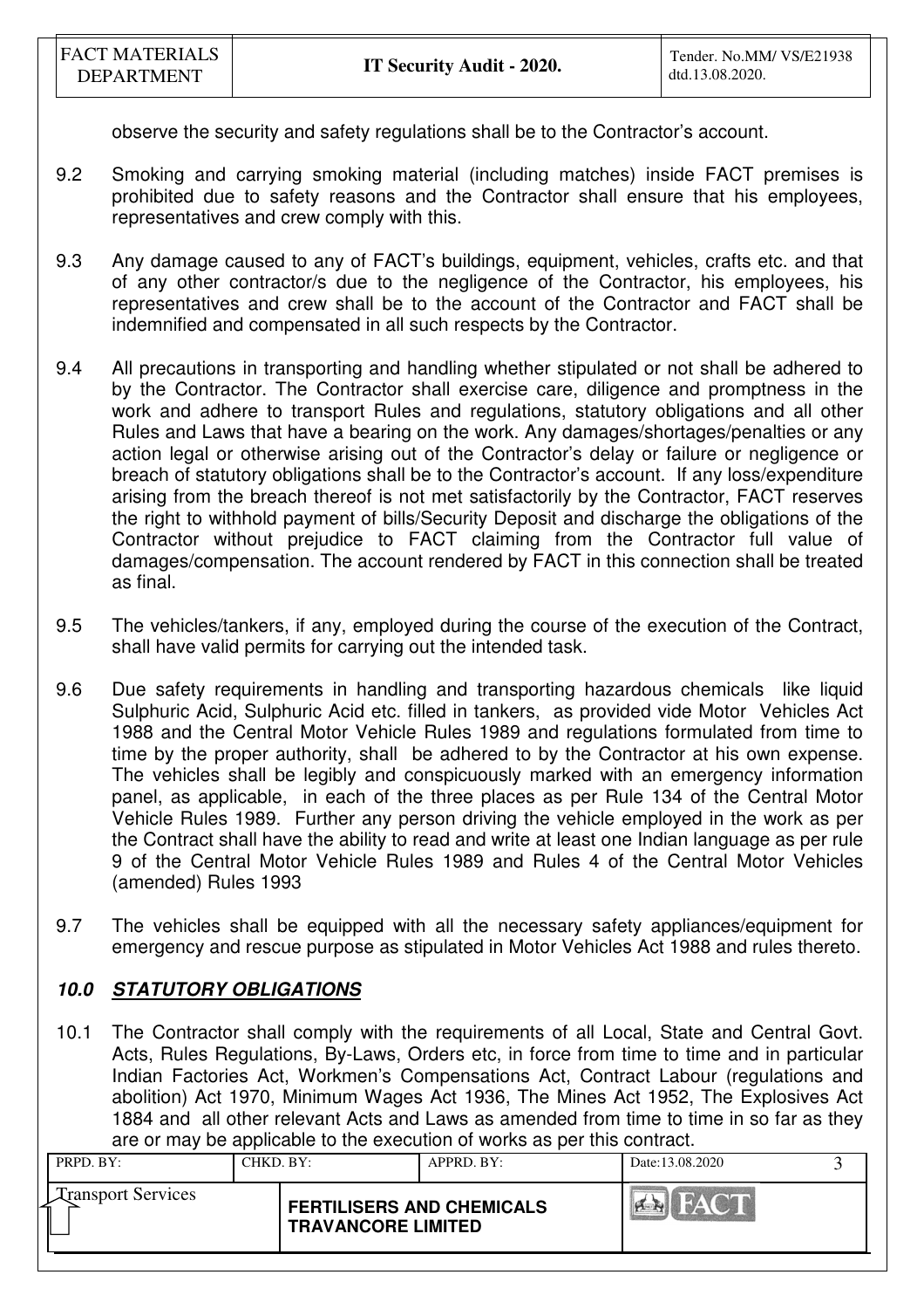observe the security and safety regulations shall be to the Contractor's account.

9.2 Smoking and carrying smoking material (including matches) inside FACT premises is prohibited due to safety reasons and the Contractor shall ensure that his employees, representatives and crew comply with this.

9.3 Any damage caused to any of FACT's buildings, equipment, vehicles, crafts etc. and that of any other contractor/s due to the negligence of the Contractor, his employees, his representatives and crew shall be to the account of the Contractor and FACT shall be indemnified and compensated in all such respects by the Contractor.

9.4 All precautions in transporting and handling whether stipulated or not shall be adhered to by the Contractor. The Contractor shall exercise care, diligence and promptness in the work and adhere to transport Rules and regulations, statutory obligations and all other Rules and Laws that have a bearing on the work. Any damages/shortages/penalties or any action legal or otherwise arising out of the Contractor's delay or failure or negligence or breach of statutory obligations shall be to the Contractor's account. If any loss/expenditure arising from the breach thereof is not met satisfactorily by the Contractor, FACT reserves the right to withhold payment of bills/Security Deposit and discharge the obligations of the Contractor without prejudice to FACT claiming from the Contractor full value of damages/compensation. The account rendered by FACT in this connection shall be treated as final.

9.5 The vehicles/tankers, if any, employed during the course of the execution of the Contract, shall have valid permits for carrying out the intended task.

9.6 Due safety requirements in handling and transporting hazardous chemicals like liquid Sulphuric Acid, Sulphuric Acid etc. filled in tankers, as provided vide Motor Vehicles Act 1988 and the Central Motor Vehicle Rules 1989 and regulations formulated from time to time by the proper authority, shall be adhered to by the Contractor at his own expense. The vehicles shall be legibly and conspicuously marked with an emergency information panel, as applicable, in each of the three places as per Rule 134 of the Central Motor Vehicle Rules 1989. Further any person driving the vehicle employed in the work as per the Contract shall have the ability to read and write at least one Indian language as per rule 9 of the Central Motor Vehicle Rules 1989 and Rules 4 of the Central Motor Vehicles (amended) Rules 1993

9.7 The vehicles shall be equipped with all the necessary safety appliances/equipment for emergency and rescue purpose as stipulated in Motor Vehicles Act 1988 and rules thereto.

## ***10.0 STATUTORY OBLIGATIONS***

10.1 The Contractor shall comply with the requirements of all Local, State and Central Govt. Acts, Rules Regulations, By-Laws, Orders etc, in force from time to time and in particular Indian Factories Act, Workmen's Compensations Act, Contract Labour (regulations and abolition) Act 1970, Minimum Wages Act 1936, The Mines Act 1952, The Explosives Act 1884 and all other relevant Acts and Laws as amended from time to time in so far as they are or may be applicable to the execution of works as per this contract.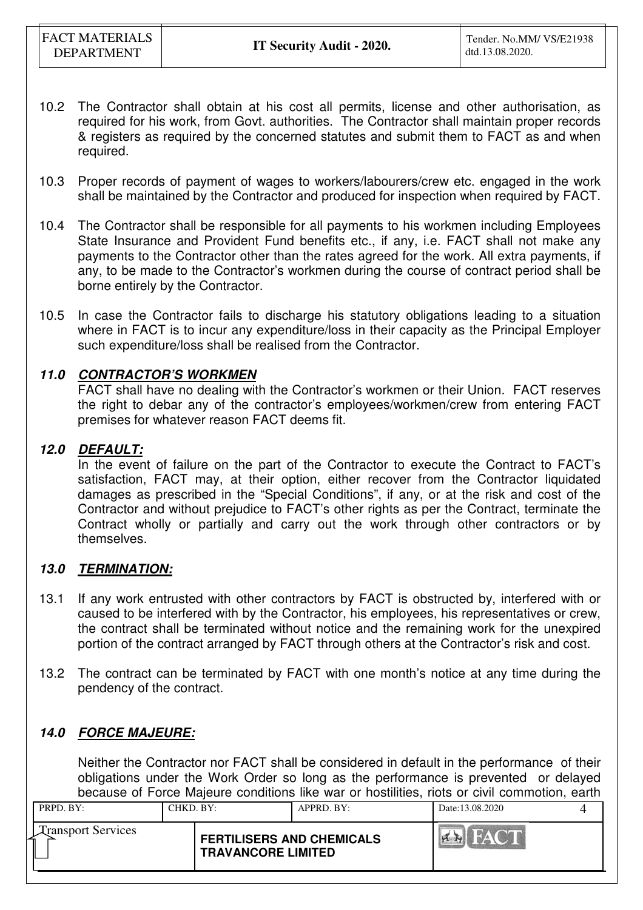10.2 The Contractor shall obtain at his cost all permits, license and other authorisation, as required for his work, from Govt. authorities. The Contractor shall maintain proper records & registers as required by the concerned statutes and submit them to FACT as and when required.

10.3 Proper records of payment of wages to workers/labourers/crew etc. engaged in the work shall be maintained by the Contractor and produced for inspection when required by FACT.

10.4 The Contractor shall be responsible for all payments to his workmen including Employees State Insurance and Provident Fund benefits etc., if any, i.e. FACT shall not make any payments to the Contractor other than the rates agreed for the work. All extra payments, if any, to be made to the Contractor's workmen during the course of contract period shall be borne entirely by the Contractor.

10.5 In case the Contractor fails to discharge his statutory obligations leading to a situation where in FACT is to incur any expenditure/loss in their capacity as the Principal Employer such expenditure/loss shall be realised from the Contractor.

### *11.0 CONTRACTOR'S WORKMEN*

FACT shall have no dealing with the Contractor's workmen or their Union. FACT reserves the right to debar any of the contractor's employees/workmen/crew from entering FACT premises for whatever reason FACT deems fit.

### *12.0 DEFAULT:*

In the event of failure on the part of the Contractor to execute the Contract to FACT's satisfaction, FACT may, at their option, either recover from the Contractor liquidated damages as prescribed in the "Special Conditions", if any, or at the risk and cost of the Contractor and without prejudice to FACT's other rights as per the Contract, terminate the Contract wholly or partially and carry out the work through other contractors or by themselves.

### *13.0 TERMINATION:*

13.1 If any work entrusted with other contractors by FACT is obstructed by, interfered with or caused to be interfered with by the Contractor, his employees, his representatives or crew, the contract shall be terminated without notice and the remaining work for the unexpired portion of the contract arranged by FACT through others at the Contractor's risk and cost.

13.2 The contract can be terminated by FACT with one month's notice at any time during the pendency of the contract.

### *14.0 FORCE MAJEURE:*

Neither the Contractor nor FACT shall be considered in default in the performance of their obligations under the Work Order so long as the performance is prevented or delayed because of Force Majeure conditions like war or hostilities, riots or civil commotion, earth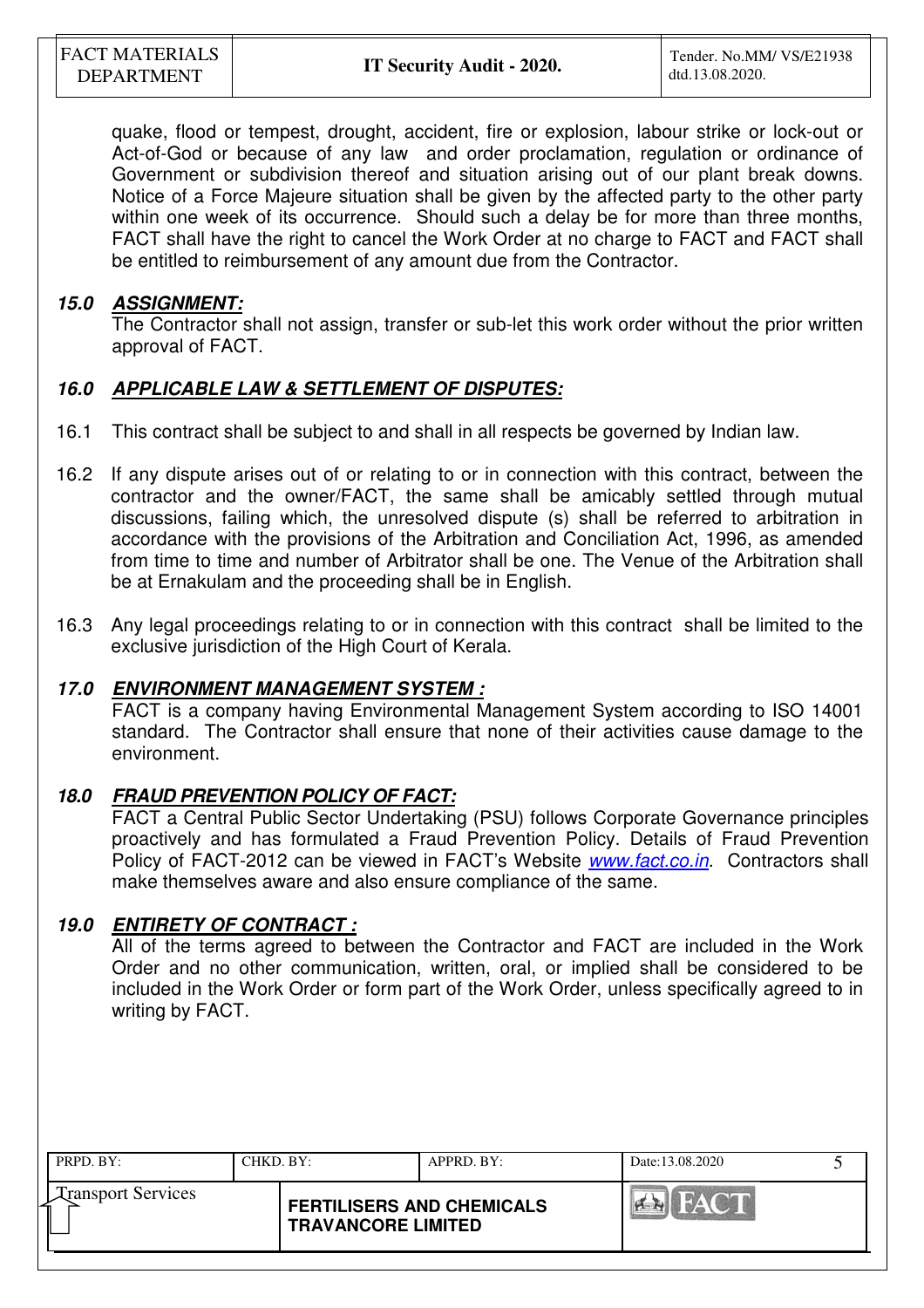quake, flood or tempest, drought, accident, fire or explosion, labour strike or lock-out or Act-of-God or because of any law and order proclamation, regulation or ordinance of Government or subdivision thereof and situation arising out of our plant break downs. Notice of a Force Majeure situation shall be given by the affected party to the other party within one week of its occurrence. Should such a delay be for more than three months, FACT shall have the right to cancel the Work Order at no charge to FACT and FACT shall be entitled to reimbursement of any amount due from the Contractor.

### 15.0 ASSIGNMENT:

The Contractor shall not assign, transfer or sub-let this work order without the prior written approval of FACT.

### 16.0 APPLICABLE LAW & SETTLEMENT OF DISPUTES:

16.1 This contract shall be subject to and shall in all respects be governed by Indian law.

16.2 If any dispute arises out of or relating to or in connection with this contract, between the contractor and the owner/FACT, the same shall be amicably settled through mutual discussions, failing which, the unresolved dispute (s) shall be referred to arbitration in accordance with the provisions of the Arbitration and Conciliation Act, 1996, as amended from time to time and number of Arbitrator shall be one. The Venue of the Arbitration shall be at Ernakulam and the proceeding shall be in English.

16.3 Any legal proceedings relating to or in connection with this contract shall be limited to the exclusive jurisdiction of the High Court of Kerala.

### 17.0 ENVIRONMENT MANAGEMENT SYSTEM :

FACT is a company having Environmental Management System according to ISO 14001 standard. The Contractor shall ensure that none of their activities cause damage to the environment.

### 18.0 FRAUD PREVENTION POLICY OF FACT:

FACT a Central Public Sector Undertaking (PSU) follows Corporate Governance principles proactively and has formulated a Fraud Prevention Policy. Details of Fraud Prevention Policy of FACT-2012 can be viewed in FACT's Website *www.fact.co.in*. Contractors shall make themselves aware and also ensure compliance of the same.

### 19.0 ENTIRETY OF CONTRACT :

All of the terms agreed to between the Contractor and FACT are included in the Work Order and no other communication, written, oral, or implied shall be considered to be included in the Work Order or form part of the Work Order, unless specifically agreed to in writing by FACT.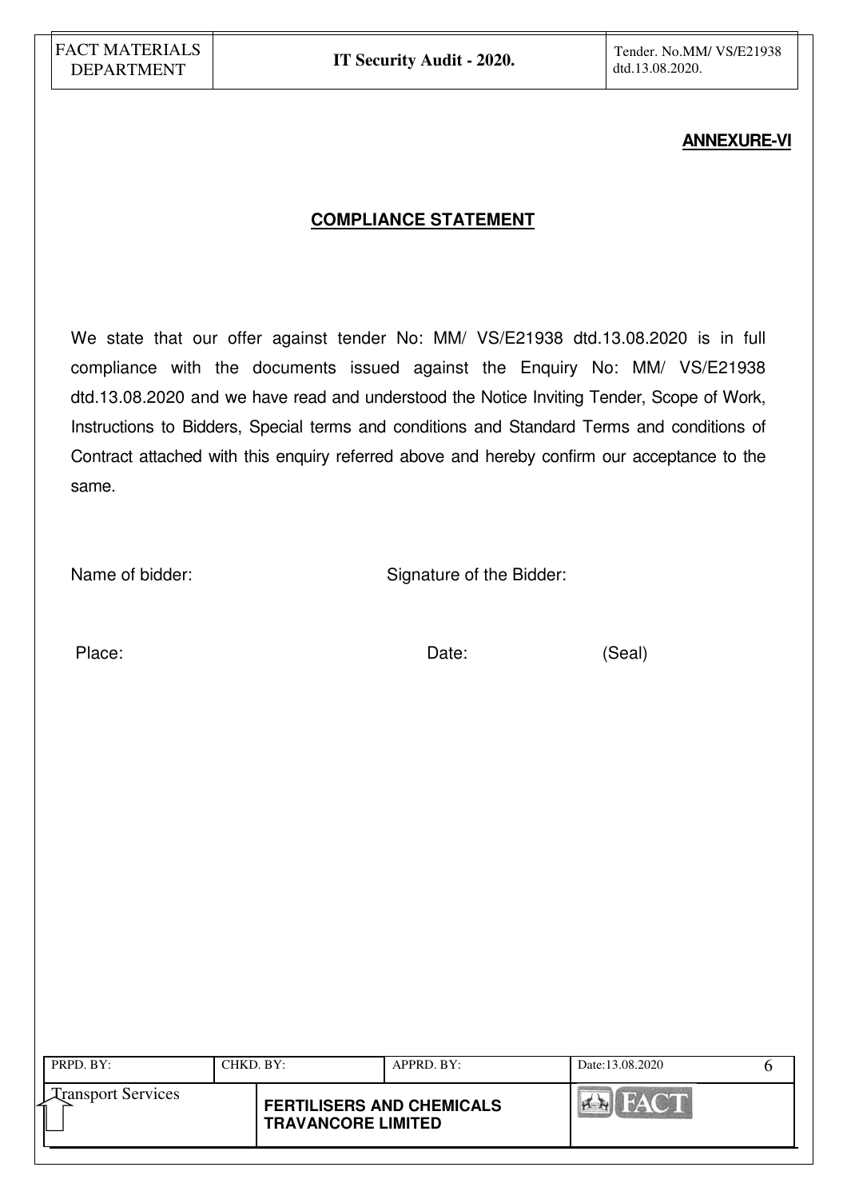**ANNEXURE-VI**

## COMPLIANCE STATEMENT

We state that our offer against tender No: MM/ VS/E21938 dtd.13.08.2020 is in full compliance with the documents issued against the Enquiry No: MM/ VS/E21938 dtd.13.08.2020 and we have read and understood the Notice Inviting Tender, Scope of Work, Instructions to Bidders, Special terms and conditions and Standard Terms and conditions of Contract attached with this enquiry referred above and hereby confirm our acceptance to the same.

Name of bidder: Signature of the Bidder:

Place: Date: (Seal)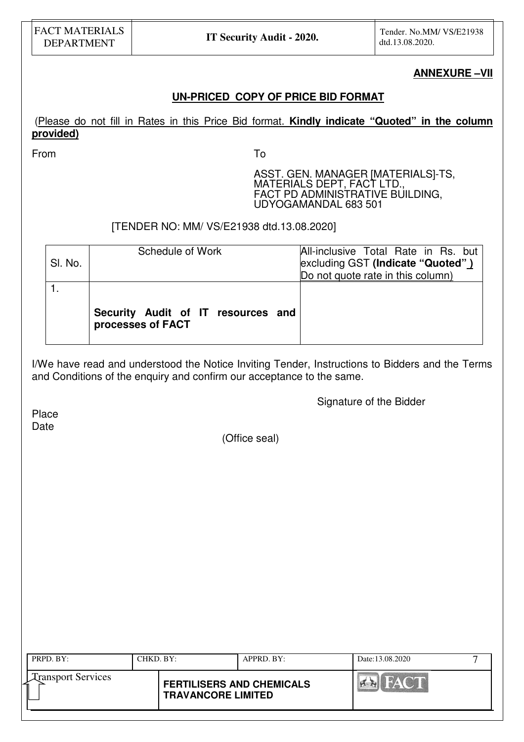**ANNEXURE –VII**

**UN-PRICED COPY OF PRICE BID FORMAT**

(Please do not fill in Rates in this Price Bid format. **Kindly indicate "Quoted" in the column provided)**

From

To

ASST. GEN. MANAGER [MATERIALS]-TS,
MATERIALS DEPT, FACT LTD.,
FACT PD ADMINISTRATIVE BUILDING,
UDYOGAMANDAL 683 501

[TENDER NO: MM/ VS/E21938 dtd.13.08.2020]

| Sl. No. | Schedule of Work | All-inclusive Total Rate in Rs. but excluding GST **(Indicate "Quoted")** Do not quote rate in this column) |
|---|---|---|
| 1. | **Security Audit of IT resources and processes of FACT** | |

I/We have read and understood the Notice Inviting Tender, Instructions to Bidders and the Terms and Conditions of the enquiry and confirm our acceptance to the same.

Signature of the Bidder

Place
Date

(Office seal)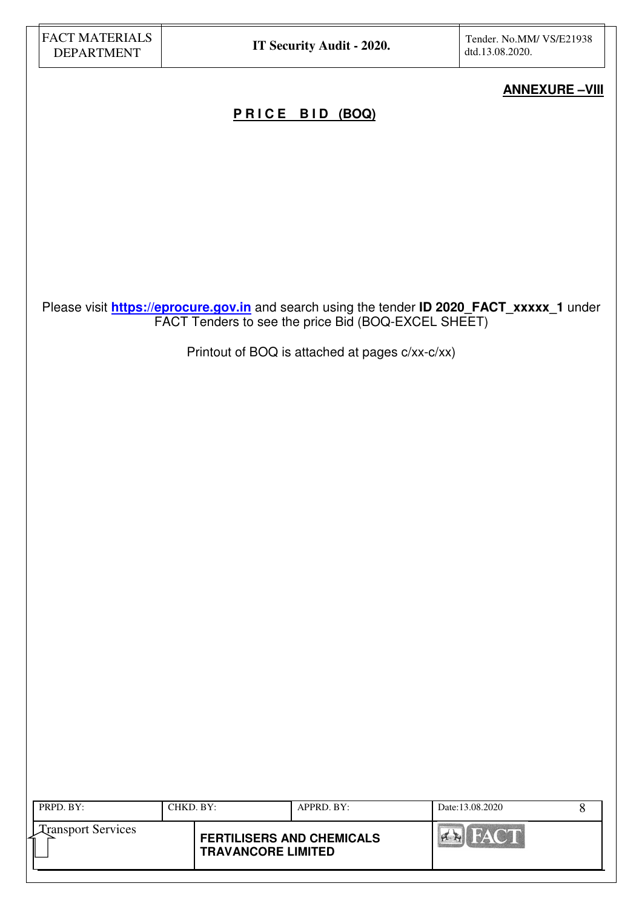**ANNEXURE –VIII**

## PRICE BID (BOQ)

Please visit **https://eprocure.gov.in** and search using the tender **ID 2020_FACT_xxxxx_1** under FACT Tenders to see the price Bid (BOQ-EXCEL SHEET)

Printout of BOQ is attached at pages c/xx-c/xx)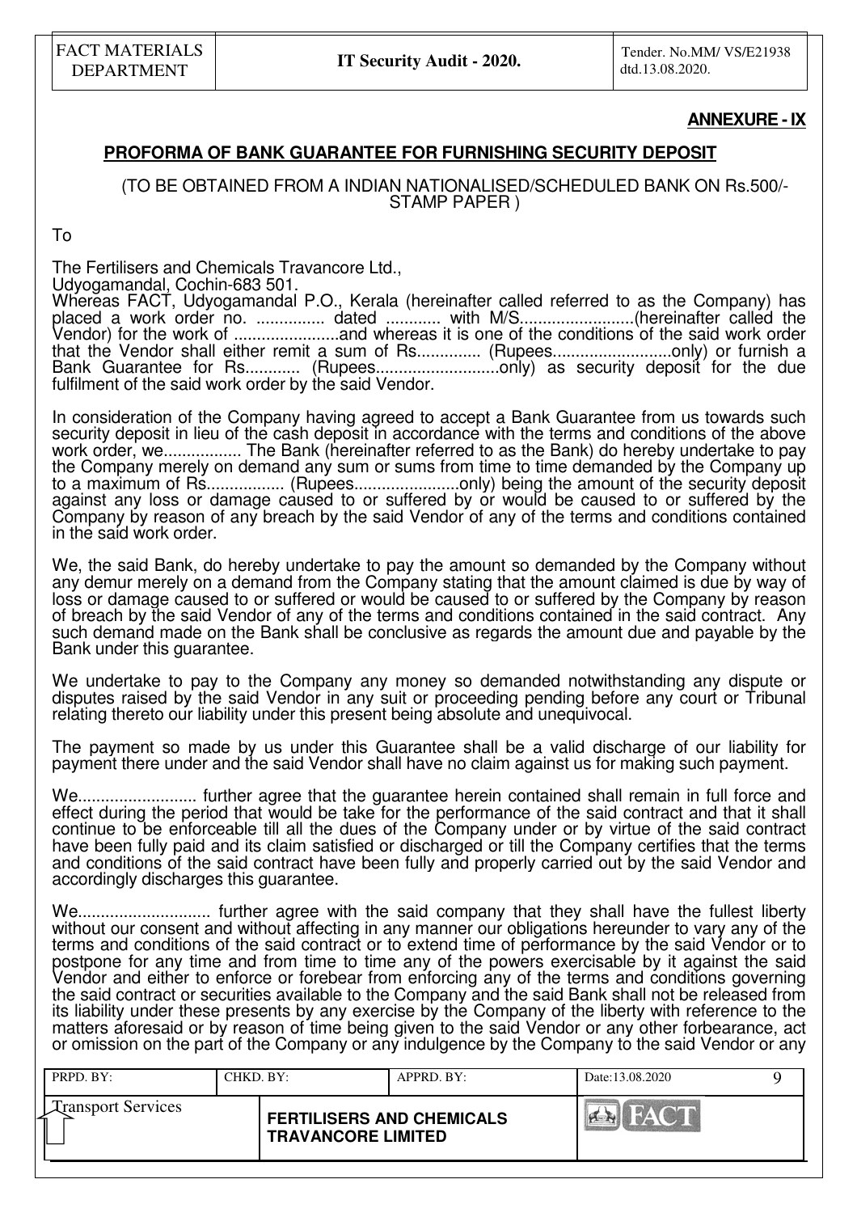**ANNEXURE - IX**

## PROFORMA OF BANK GUARANTEE FOR FURNISHING SECURITY DEPOSIT

(TO BE OBTAINED FROM A INDIAN NATIONALISED/SCHEDULED BANK ON Rs.500/- STAMP PAPER )

To

The Fertilisers and Chemicals Travancore Ltd.,
Udyogamandal, Cochin-683 501.
Whereas FACT, Udyogamandal P.O., Kerala (hereinafter called referred to as the Company) has placed a work order no. ............... dated ............ with M/S.........................(hereinafter called the Vendor) for the work of .......................and whereas it is one of the conditions of the said work order that the Vendor shall either remit a sum of Rs.............. (Rupees..........................only) or furnish a Bank Guarantee for Rs............ (Rupees...........................only) as security deposit for the due fulfilment of the said work order by the said Vendor.

In consideration of the Company having agreed to accept a Bank Guarantee from us towards such security deposit in lieu of the cash deposit in accordance with the terms and conditions of the above work order, we................. The Bank (hereinafter referred to as the Bank) do hereby undertake to pay the Company merely on demand any sum or sums from time to time demanded by the Company up to a maximum of Rs................. (Rupees.......................only) being the amount of the security deposit against any loss or damage caused to or suffered by or would be caused to or suffered by the Company by reason of any breach by the said Vendor of any of the terms and conditions contained in the said work order.

We, the said Bank, do hereby undertake to pay the amount so demanded by the Company without any demur merely on a demand from the Company stating that the amount claimed is due by way of loss or damage caused to or suffered or would be caused to or suffered by the Company by reason of breach by the said Vendor of any of the terms and conditions contained in the said contract. Any such demand made on the Bank shall be conclusive as regards the amount due and payable by the Bank under this guarantee.

We undertake to pay to the Company any money so demanded notwithstanding any dispute or disputes raised by the said Vendor in any suit or proceeding pending before any court or Tribunal relating thereto our liability under this present being absolute and unequivocal.

The payment so made by us under this Guarantee shall be a valid discharge of our liability for payment there under and the said Vendor shall have no claim against us for making such payment.

We.......................... further agree that the guarantee herein contained shall remain in full force and effect during the period that would be take for the performance of the said contract and that it shall continue to be enforceable till all the dues of the Company under or by virtue of the said contract have been fully paid and its claim satisfied or discharged or till the Company certifies that the terms and conditions of the said contract have been fully and properly carried out by the said Vendor and accordingly discharges this guarantee.

We............................ further agree with the said company that they shall have the fullest liberty without our consent and without affecting in any manner our obligations hereunder to vary any of the terms and conditions of the said contract or to extend time of performance by the said Vendor or to postpone for any time and from time to time any of the powers exercisable by it against the said Vendor and either to enforce or forebear from enforcing any of the terms and conditions governing the said contract or securities available to the Company and the said Bank shall not be released from its liability under these presents by any exercise by the Company of the liberty with reference to the matters aforesaid or by reason of time being given to the said Vendor or any other forbearance, act or omission on the part of the Company or any indulgence by the Company to the said Vendor or any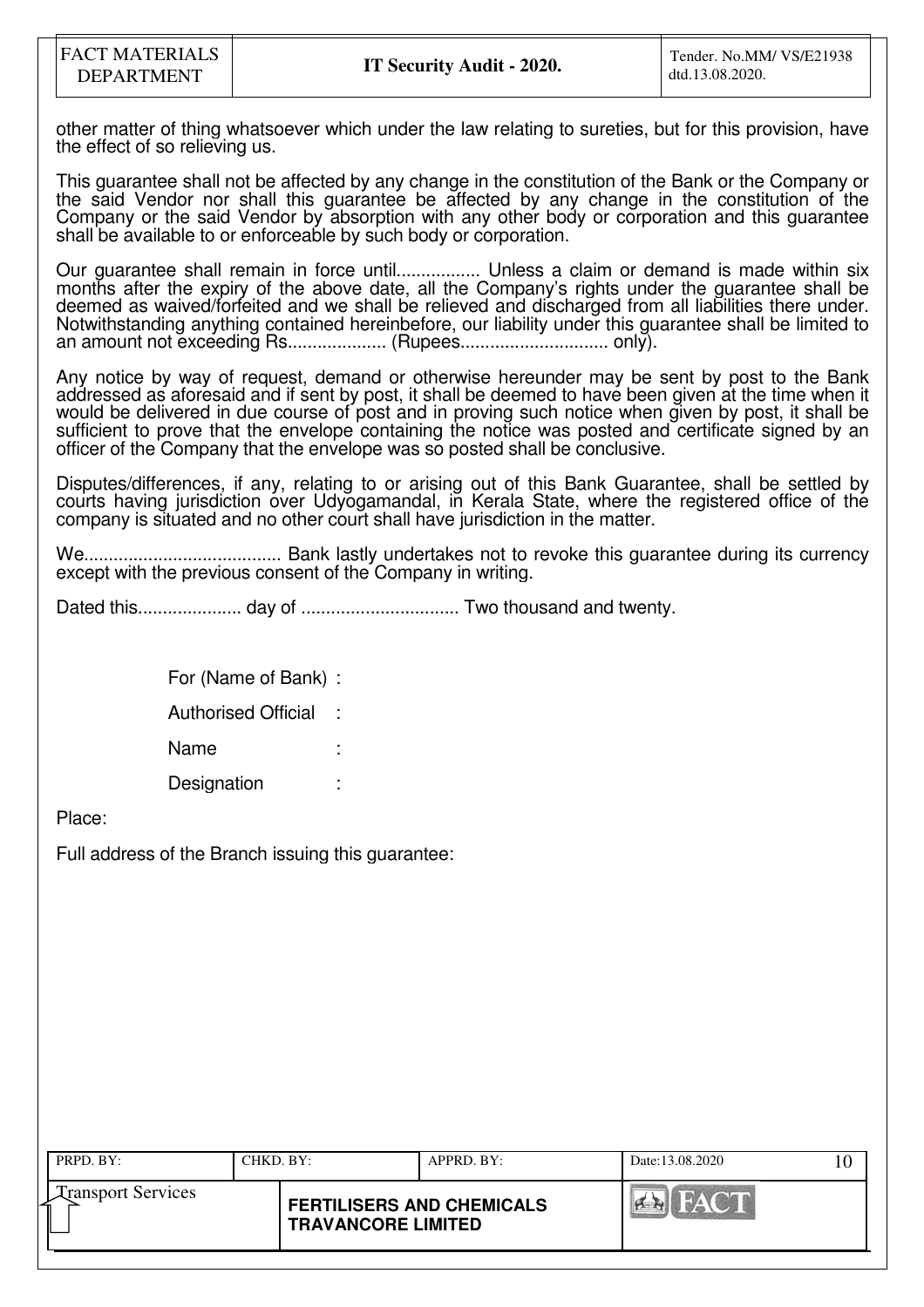other matter of thing whatsoever which under the law relating to sureties, but for this provision, have the effect of so relieving us.

This guarantee shall not be affected by any change in the constitution of the Bank or the Company or the said Vendor nor shall this guarantee be affected by any change in the constitution of the Company or the said Vendor by absorption with any other body or corporation and this guarantee shall be available to or enforceable by such body or corporation.

Our guarantee shall remain in force until................. Unless a claim or demand is made within six months after the expiry of the above date, all the Company's rights under the guarantee shall be deemed as waived/forfeited and we shall be relieved and discharged from all liabilities there under. Notwithstanding anything contained hereinbefore, our liability under this guarantee shall be limited to an amount not exceeding Rs.................... (Rupees.............................. only).

Any notice by way of request, demand or otherwise hereunder may be sent by post to the Bank addressed as aforesaid and if sent by post, it shall be deemed to have been given at the time when it would be delivered in due course of post and in proving such notice when given by post, it shall be sufficient to prove that the envelope containing the notice was posted and certificate signed by an officer of the Company that the envelope was so posted shall be conclusive.

Disputes/differences, if any, relating to or arising out of this Bank Guarantee, shall be settled by courts having jurisdiction over Udyogamandal, in Kerala State, where the registered office of the company is situated and no other court shall have jurisdiction in the matter.

We........................................ Bank lastly undertakes not to revoke this guarantee during its currency except with the previous consent of the Company in writing.

Dated this..................... day of ................................ Two thousand and twenty.

For (Name of Bank) :

Authorised Official :

Name :

Designation :

Place:

Full address of the Branch issuing this guarantee: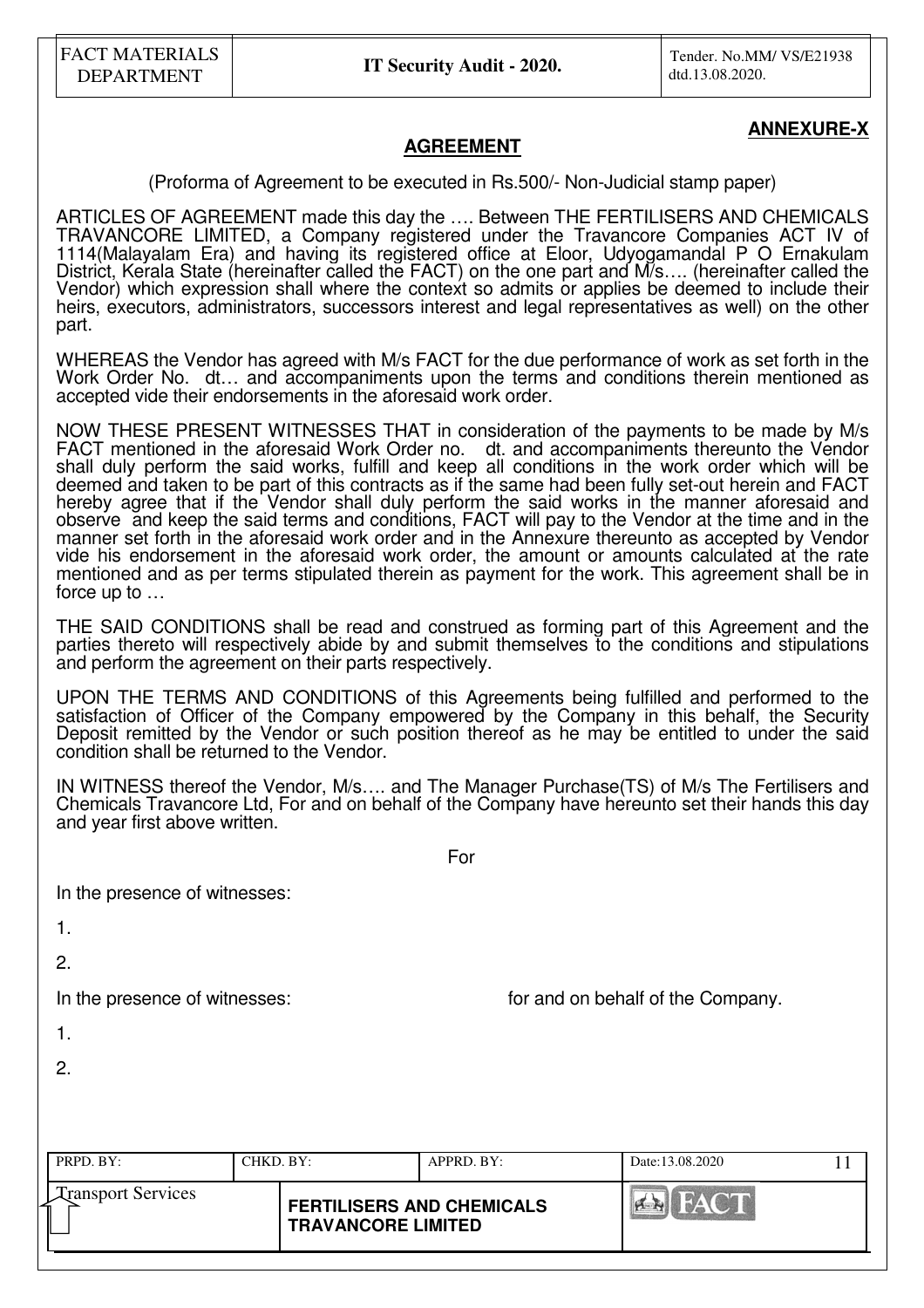**ANNEXURE-X**

## AGREEMENT

(Proforma of Agreement to be executed in Rs.500/- Non-Judicial stamp paper)

ARTICLES OF AGREEMENT made this day the …. Between THE FERTILISERS AND CHEMICALS TRAVANCORE LIMITED, a Company registered under the Travancore Companies ACT IV of 1114(Malayalam Era) and having its registered office at Eloor, Udyogamandal P O Ernakulam District, Kerala State (hereinafter called the FACT) on the one part and M/s…. (hereinafter called the Vendor) which expression shall where the context so admits or applies be deemed to include their heirs, executors, administrators, successors interest and legal representatives as well) on the other part.

WHEREAS the Vendor has agreed with M/s FACT for the due performance of work as set forth in the Work Order No. dt… and accompaniments upon the terms and conditions therein mentioned as accepted vide their endorsements in the aforesaid work order.

NOW THESE PRESENT WITNESSES THAT in consideration of the payments to be made by M/s FACT mentioned in the aforesaid Work Order no. dt. and accompaniments thereunto the Vendor shall duly perform the said works, fulfill and keep all conditions in the work order which will be deemed and taken to be part of this contracts as if the same had been fully set-out herein and FACT hereby agree that if the Vendor shall duly perform the said works in the manner aforesaid and observe and keep the said terms and conditions, FACT will pay to the Vendor at the time and in the manner set forth in the aforesaid work order and in the Annexure thereunto as accepted by Vendor vide his endorsement in the aforesaid work order, the amount or amounts calculated at the rate mentioned and as per terms stipulated therein as payment for the work. This agreement shall be in force up to …

THE SAID CONDITIONS shall be read and construed as forming part of this Agreement and the parties thereto will respectively abide by and submit themselves to the conditions and stipulations and perform the agreement on their parts respectively.

UPON THE TERMS AND CONDITIONS of this Agreements being fulfilled and performed to the satisfaction of Officer of the Company empowered by the Company in this behalf, the Security Deposit remitted by the Vendor or such position thereof as he may be entitled to under the said condition shall be returned to the Vendor.

IN WITNESS thereof the Vendor, M/s…. and The Manager Purchase(TS) of M/s The Fertilisers and Chemicals Travancore Ltd, For and on behalf of the Company have hereunto set their hands this day and year first above written.

For

In the presence of witnesses:

1.

2.

In the presence of witnesses: for and on behalf of the Company.

1.

2.